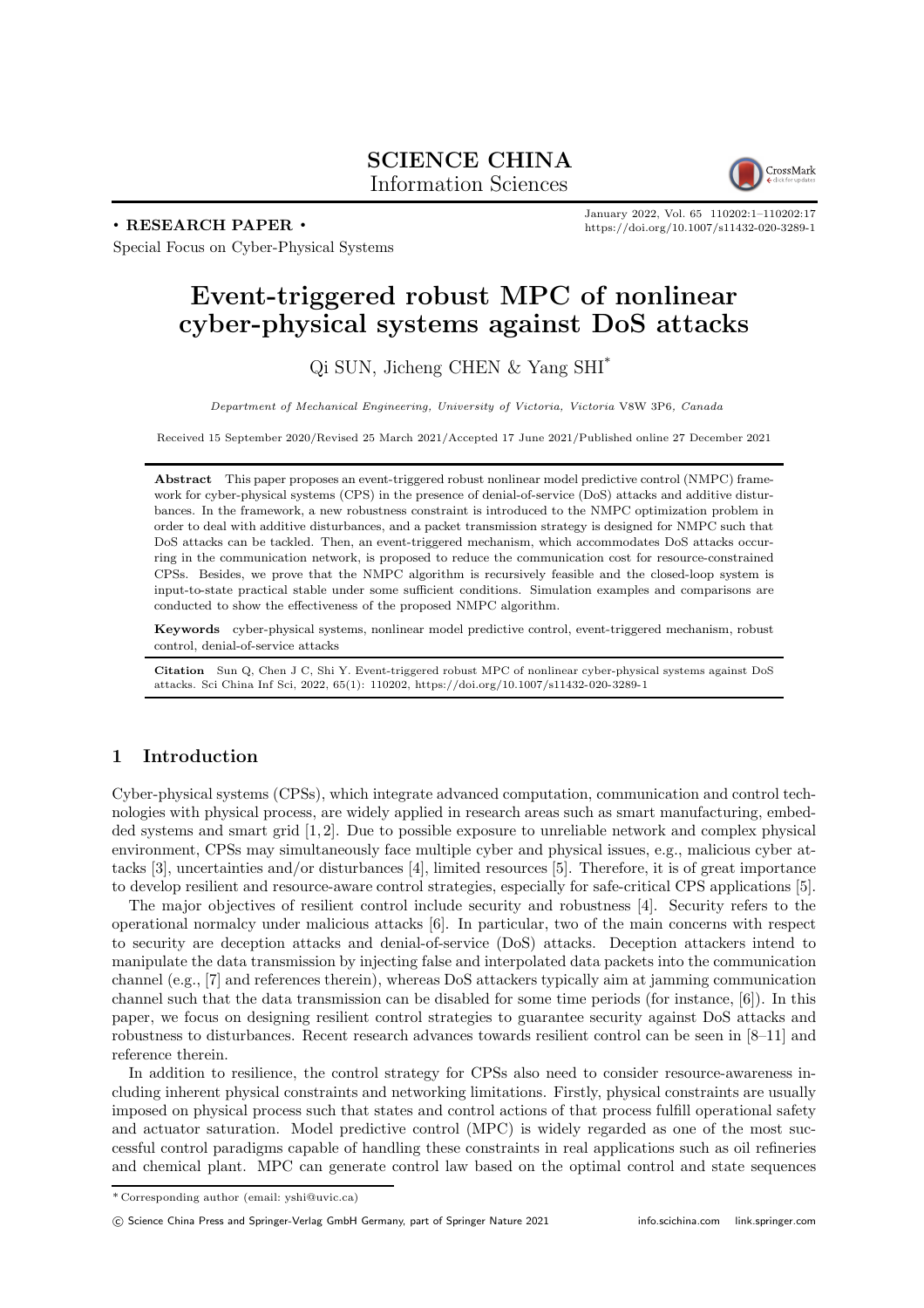**SCIENCE CHINA**
Information Sciences

• **RESEARCH PAPER** •

Special Focus on Cyber-Physical Systems

January 2022, Vol. 65 110202:1–110202:17
https://doi.org/10.1007/s11432-020-3289-1

# Event-triggered robust MPC of nonlinear cyber-physical systems against DoS attacks

Qi SUN, Jicheng CHEN & Yang SHI*

*Department of Mechanical Engineering, University of Victoria, Victoria* V8W 3P6, *Canada*

Received 15 September 2020/Revised 25 March 2021/Accepted 17 June 2021/Published online 27 December 2021

**Abstract** This paper proposes an event-triggered robust nonlinear model predictive control (NMPC) framework for cyber-physical systems (CPS) in the presence of denial-of-service (DoS) attacks and additive disturbances. In the framework, a new robustness constraint is introduced to the NMPC optimization problem in order to deal with additive disturbances, and a packet transmission strategy is designed for NMPC such that DoS attacks can be tackled. Then, an event-triggered mechanism, which accommodates DoS attacks occurring in the communication network, is proposed to reduce the communication cost for resource-constrained CPSs. Besides, we prove that the NMPC algorithm is recursively feasible and the closed-loop system is input-to-state practical stable under some sufficient conditions. Simulation examples and comparisons are conducted to show the effectiveness of the proposed NMPC algorithm.

**Keywords** cyber-physical systems, nonlinear model predictive control, event-triggered mechanism, robust control, denial-of-service attacks

**Citation** Sun Q, Chen J C, Shi Y. Event-triggered robust MPC of nonlinear cyber-physical systems against DoS attacks. Sci China Inf Sci, 2022, 65(1): 110202, https://doi.org/10.1007/s11432-020-3289-1

## 1 Introduction

Cyber-physical systems (CPSs), which integrate advanced computation, communication and control technologies with physical process, are widely applied in research areas such as smart manufacturing, embedded systems and smart grid [1, 2]. Due to possible exposure to unreliable network and complex physical environment, CPSs may simultaneously face multiple cyber and physical issues, e.g., malicious cyber attacks [3], uncertainties and/or disturbances [4], limited resources [5]. Therefore, it is of great importance to develop resilient and resource-aware control strategies, especially for safe-critical CPS applications [5].

The major objectives of resilient control include security and robustness [4]. Security refers to the operational normalcy under malicious attacks [6]. In particular, two of the main concerns with respect to security are deception attacks and denial-of-service (DoS) attacks. Deception attackers intend to manipulate the data transmission by injecting false and interpolated data packets into the communication channel (e.g., [7] and references therein), whereas DoS attackers typically aim at jamming communication channel such that the data transmission can be disabled for some time periods (for instance, [6]). In this paper, we focus on designing resilient control strategies to guarantee security against DoS attacks and robustness to disturbances. Recent research advances towards resilient control can be seen in [8–11] and reference therein.

In addition to resilience, the control strategy for CPSs also need to consider resource-awareness including inherent physical constraints and networking limitations. Firstly, physical constraints are usually imposed on physical process such that states and control actions of that process fulfill operational safety and actuator saturation. Model predictive control (MPC) is widely regarded as one of the most successful control paradigms capable of handling these constraints in real applications such as oil refineries and chemical plant. MPC can generate control law based on the optimal control and state sequences

---

* Corresponding author (email: yshi@uvic.ca)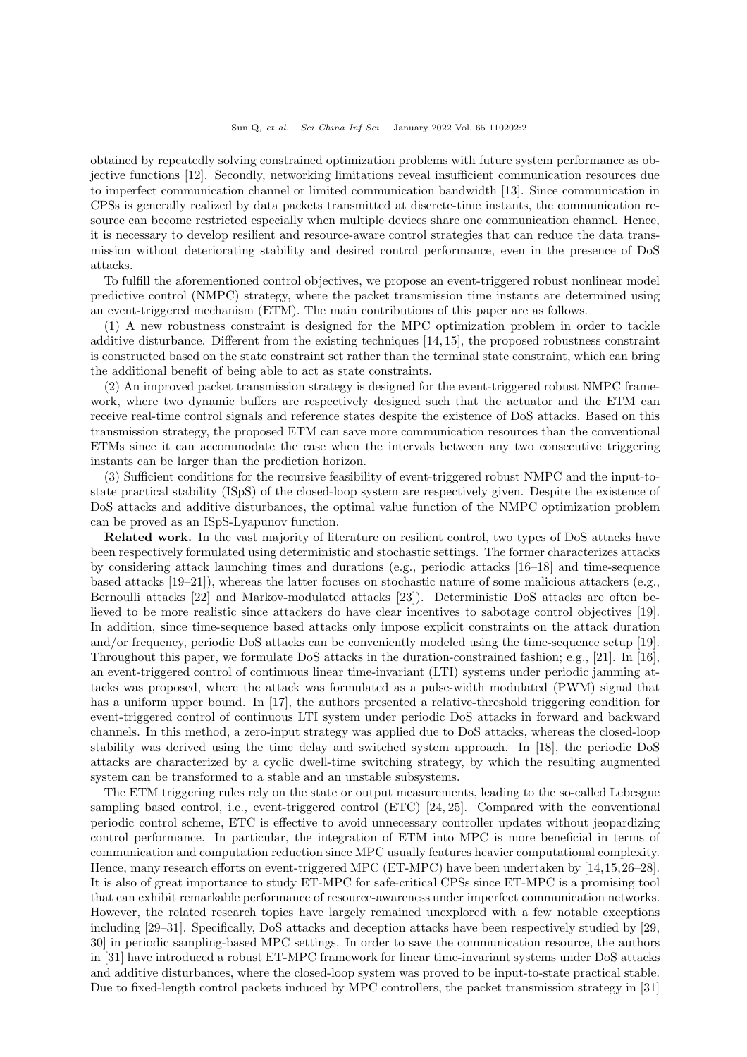obtained by repeatedly solving constrained optimization problems with future system performance as objective functions [12]. Secondly, networking limitations reveal insufficient communication resources due to imperfect communication channel or limited communication bandwidth [13]. Since communication in CPSs is generally realized by data packets transmitted at discrete-time instants, the communication resource can become restricted especially when multiple devices share one communication channel. Hence, it is necessary to develop resilient and resource-aware control strategies that can reduce the data transmission without deteriorating stability and desired control performance, even in the presence of DoS attacks.

To fulfill the aforementioned control objectives, we propose an event-triggered robust nonlinear model predictive control (NMPC) strategy, where the packet transmission time instants are determined using an event-triggered mechanism (ETM). The main contributions of this paper are as follows.

(1) A new robustness constraint is designed for the MPC optimization problem in order to tackle additive disturbance. Different from the existing techniques [14, 15], the proposed robustness constraint is constructed based on the state constraint set rather than the terminal state constraint, which can bring the additional benefit of being able to act as state constraints.

(2) An improved packet transmission strategy is designed for the event-triggered robust NMPC framework, where two dynamic buffers are respectively designed such that the actuator and the ETM can receive real-time control signals and reference states despite the existence of DoS attacks. Based on this transmission strategy, the proposed ETM can save more communication resources than the conventional ETMs since it can accommodate the case when the intervals between any two consecutive triggering instants can be larger than the prediction horizon.

(3) Sufficient conditions for the recursive feasibility of event-triggered robust NMPC and the input-to-state practical stability (ISpS) of the closed-loop system are respectively given. Despite the existence of DoS attacks and additive disturbances, the optimal value function of the NMPC optimization problem can be proved as an ISpS-Lyapunov function.

**Related work.** In the vast majority of literature on resilient control, two types of DoS attacks have been respectively formulated using deterministic and stochastic settings. The former characterizes attacks by considering attack launching times and durations (e.g., periodic attacks [16–18] and time-sequence based attacks [19–21]), whereas the latter focuses on stochastic nature of some malicious attackers (e.g., Bernoulli attacks [22] and Markov-modulated attacks [23]). Deterministic DoS attacks are often believed to be more realistic since attackers do have clear incentives to sabotage control objectives [19]. In addition, since time-sequence based attacks only impose explicit constraints on the attack duration and/or frequency, periodic DoS attacks can be conveniently modeled using the time-sequence setup [19]. Throughout this paper, we formulate DoS attacks in the duration-constrained fashion; e.g., [21]. In [16], an event-triggered control of continuous linear time-invariant (LTI) systems under periodic jamming attacks was proposed, where the attack was formulated as a pulse-width modulated (PWM) signal that has a uniform upper bound. In [17], the authors presented a relative-threshold triggering condition for event-triggered control of continuous LTI system under periodic DoS attacks in forward and backward channels. In this method, a zero-input strategy was applied due to DoS attacks, whereas the closed-loop stability was derived using the time delay and switched system approach. In [18], the periodic DoS attacks are characterized by a cyclic dwell-time switching strategy, by which the resulting augmented system can be transformed to a stable and an unstable subsystems.

The ETM triggering rules rely on the state or output measurements, leading to the so-called Lebesgue sampling based control, i.e., event-triggered control (ETC) [24, 25]. Compared with the conventional periodic control scheme, ETC is effective to avoid unnecessary controller updates without jeopardizing control performance. In particular, the integration of ETM into MPC is more beneficial in terms of communication and computation reduction since MPC usually features heavier computational complexity. Hence, many research efforts on event-triggered MPC (ET-MPC) have been undertaken by [14, 15, 26–28]. It is also of great importance to study ET-MPC for safe-critical CPSs since ET-MPC is a promising tool that can exhibit remarkable performance of resource-awareness under imperfect communication networks. However, the related research topics have largely remained unexplored with a few notable exceptions including [29–31]. Specifically, DoS attacks and deception attacks have been respectively studied by [29, 30] in periodic sampling-based MPC settings. In order to save the communication resource, the authors in [31] have introduced a robust ET-MPC framework for linear time-invariant systems under DoS attacks and additive disturbances, where the closed-loop system was proved to be input-to-state practical stable. Due to fixed-length control packets induced by MPC controllers, the packet transmission strategy in [31]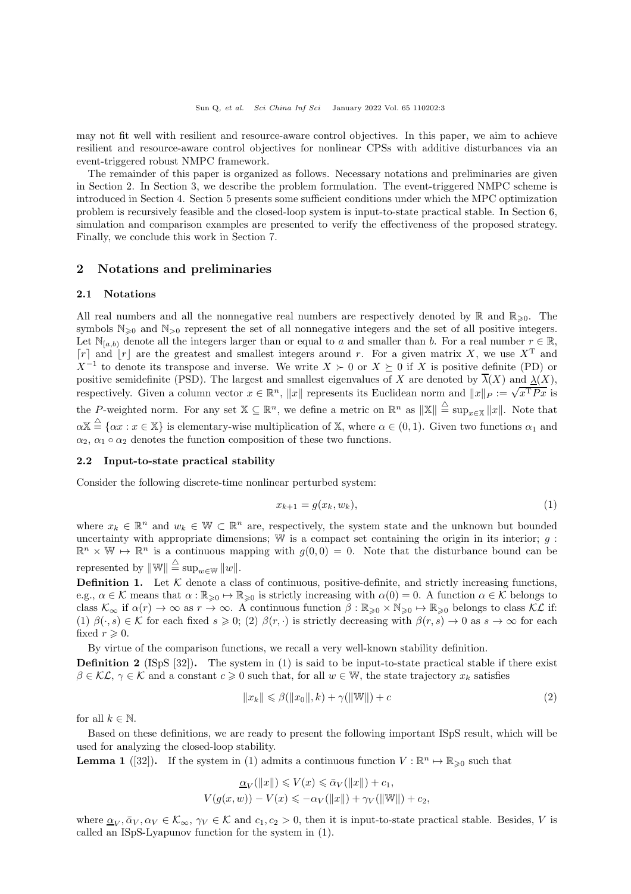may not fit well with resilient and resource-aware control objectives. In this paper, we aim to achieve resilient and resource-aware control objectives for nonlinear CPSs with additive disturbances via an event-triggered robust NMPC framework.

The remainder of this paper is organized as follows. Necessary notations and preliminaries are given in Section 2. In Section 3, we describe the problem formulation. The event-triggered NMPC scheme is introduced in Section 4. Section 5 presents some sufficient conditions under which the MPC optimization problem is recursively feasible and the closed-loop system is input-to-state practical stable. In Section 6, simulation and comparison examples are presented to verify the effectiveness of the proposed strategy. Finally, we conclude this work in Section 7.

## 2 Notations and preliminaries

### 2.1 Notations

All real numbers and all the nonnegative real numbers are respectively denoted by $\mathbb{R}$ and $\mathbb{R}_{\geqslant 0}$. The symbols $\mathbb{N}_{\geqslant 0}$ and $\mathbb{N}_{>0}$ represent the set of all nonnegative integers and the set of all positive integers. Let $\mathbb{N}_{[a,b)}$ denote all the integers larger than or equal to $a$ and smaller than $b$. For a real number $r \in \mathbb{R}$, $\lceil r \rceil$ and $\lfloor r \rfloor$ are the greatest and smallest integers around $r$. For a given matrix $X$, we use $X^{\mathrm{T}}$ and $X^{-1}$ to denote its transpose and inverse. We write $X \succ 0$ or $X \succeq 0$ if $X$ is positive definite (PD) or positive semidefinite (PSD). The largest and smallest eigenvalues of $X$ are denoted by $\overline{\lambda}(X)$ and $\underline{\lambda}(X)$, respectively. Given a column vector $x \in \mathbb{R}^n$, $\|x\|$ represents its Euclidean norm and $\|x\|_P := \sqrt{x^{\mathrm{T}}Px}$ is the $P$-weighted norm. For any set $\mathbb{X} \subseteq \mathbb{R}^n$, we define a metric on $\mathbb{R}^n$ as $\|\mathbb{X}\| \overset{\triangle}{=} \sup_{x\in\mathbb{X}} \|x\|$. Note that $\alpha\mathbb{X} \overset{\triangle}{=} \{\alpha x : x \in \mathbb{X}\}$ is elementary-wise multiplication of $\mathbb{X}$, where $\alpha \in (0, 1)$. Given two functions $\alpha_1$ and $\alpha_2$, $\alpha_1 \circ \alpha_2$ denotes the function composition of these two functions.

### 2.2 Input-to-state practical stability

Consider the following discrete-time nonlinear perturbed system:

$$x_{k+1} = g(x_k, w_k), \tag{1}$$

where $x_k \in \mathbb{R}^n$ and $w_k \in \mathbb{W} \subset \mathbb{R}^n$ are, respectively, the system state and the unknown but bounded uncertainty with appropriate dimensions; $\mathbb{W}$ is a compact set containing the origin in its interior; $g : \mathbb{R}^n \times \mathbb{W} \mapsto \mathbb{R}^n$ is a continuous mapping with $g(0, 0) = 0$. Note that the disturbance bound can be represented by $\|\mathbb{W}\| \overset{\triangle}{=} \sup_{w\in\mathbb{W}} \|w\|$.

**Definition 1.** Let $\mathcal{K}$ denote a class of continuous, positive-definite, and strictly increasing functions, e.g., $\alpha \in \mathcal{K}$ means that $\alpha : \mathbb{R}_{\geqslant 0} \mapsto \mathbb{R}_{\geqslant 0}$ is strictly increasing with $\alpha(0) = 0$. A function $\alpha \in \mathcal{K}$ belongs to class $\mathcal{K}_\infty$ if $\alpha(r) \to \infty$ as $r \to \infty$. A continuous function $\beta : \mathbb{R}_{\geqslant 0} \times \mathbb{N}_{\geqslant 0} \mapsto \mathbb{R}_{\geqslant 0}$ belongs to class $\mathcal{KL}$ if: (1) $\beta(\cdot, s) \in \mathcal{K}$ for each fixed $s \geqslant 0$; (2) $\beta(r, \cdot)$ is strictly decreasing with $\beta(r, s) \to 0$ as $s \to \infty$ for each fixed $r \geqslant 0$.

By virtue of the comparison functions, we recall a very well-known stability definition.

**Definition 2** (ISpS [32])**.** The system in (1) is said to be input-to-state practical stable if there exist $\beta \in \mathcal{KL}$, $\gamma \in \mathcal{K}$ and a constant $c \geqslant 0$ such that, for all $w \in \mathbb{W}$, the state trajectory $x_k$ satisfies

$$\|x_k\| \leqslant \beta(\|x_0\|, k) + \gamma(\|\mathbb{W}\|) + c \tag{2}$$

for all $k \in \mathbb{N}$.

Based on these definitions, we are ready to present the following important ISpS result, which will be used for analyzing the closed-loop stability.

**Lemma 1** ([32])**.** If the system in (1) admits a continuous function $V : \mathbb{R}^n \mapsto \mathbb{R}_{\geqslant 0}$ such that

$$\begin{aligned}
&\underline{\alpha}_V(\|x\|) \leqslant V(x) \leqslant \bar{\alpha}_V(\|x\|) + c_1, \\
&V(g(x, w)) - V(x) \leqslant -\alpha_V(\|x\|) + \gamma_V(\|\mathbb{W}\|) + c_2,
\end{aligned}$$

where $\underline{\alpha}_V, \bar{\alpha}_V, \alpha_V \in \mathcal{K}_\infty$, $\gamma_V \in \mathcal{K}$ and $c_1, c_2 > 0$, then it is input-to-state practical stable. Besides, $V$ is called an ISpS-Lyapunov function for the system in (1).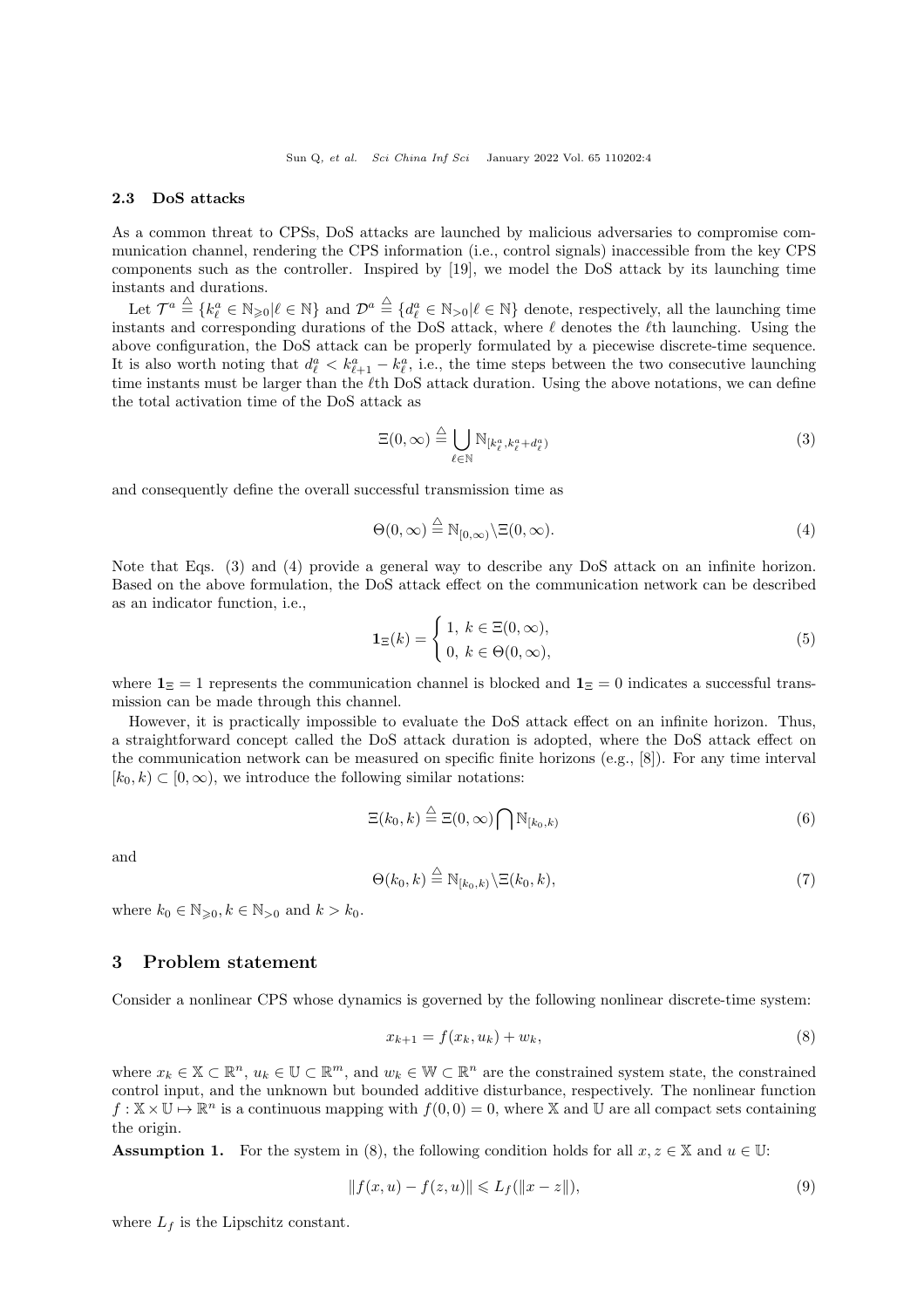### 2.3 DoS attacks

As a common threat to CPSs, DoS attacks are launched by malicious adversaries to compromise communication channel, rendering the CPS information (i.e., control signals) inaccessible from the key CPS components such as the controller. Inspired by [19], we model the DoS attack by its launching time instants and durations.

Let $\mathcal{T}^a \triangleq \{k_\ell^a \in \mathbb{N}_{\geqslant 0} | \ell \in \mathbb{N}\}$ and $\mathcal{D}^a \triangleq \{d_\ell^a \in \mathbb{N}_{>0} | \ell \in \mathbb{N}\}$ denote, respectively, all the launching time instants and corresponding durations of the DoS attack, where $\ell$ denotes the $\ell$th launching. Using the above configuration, the DoS attack can be properly formulated by a piecewise discrete-time sequence. It is also worth noting that $d_\ell^a < k_{\ell+1}^a - k_\ell^a$, i.e., the time steps between the two consecutive launching time instants must be larger than the $\ell$th DoS attack duration. Using the above notations, we can define the total activation time of the DoS attack as

$$\Xi(0,\infty) \triangleq \bigcup_{\ell \in \mathbb{N}} \mathbb{N}_{[k_\ell^a, k_\ell^a + d_\ell^a)} \tag{3}$$

and consequently define the overall successful transmission time as

$$\Theta(0,\infty) \triangleq \mathbb{N}_{[0,\infty)} \backslash \Xi(0,\infty). \tag{4}$$

Note that Eqs. (3) and (4) provide a general way to describe any DoS attack on an infinite horizon. Based on the above formulation, the DoS attack effect on the communication network can be described as an indicator function, i.e.,

$$\mathbf{1}_\Xi(k) = \begin{cases} 1, \ k \in \Xi(0,\infty), \\ 0, \ k \in \Theta(0,\infty), \end{cases} \tag{5}$$

where $\mathbf{1}_\Xi = 1$ represents the communication channel is blocked and $\mathbf{1}_\Xi = 0$ indicates a successful transmission can be made through this channel.

However, it is practically impossible to evaluate the DoS attack effect on an infinite horizon. Thus, a straightforward concept called the DoS attack duration is adopted, where the DoS attack effect on the communication network can be measured on specific finite horizons (e.g., [8]). For any time interval $[k_0, k) \subset [0, \infty)$, we introduce the following similar notations:

$$\Xi(k_0, k) \triangleq \Xi(0,\infty) \bigcap \mathbb{N}_{[k_0,k)} \tag{6}$$

and

$$\Theta(k_0, k) \triangleq \mathbb{N}_{[k_0,k)} \backslash \Xi(k_0, k), \tag{7}$$

where $k_0 \in \mathbb{N}_{\geqslant 0}, k \in \mathbb{N}_{>0}$ and $k > k_0$.

## 3 Problem statement

Consider a nonlinear CPS whose dynamics is governed by the following nonlinear discrete-time system:

$$x_{k+1} = f(x_k, u_k) + w_k, \tag{8}$$

where $x_k \in \mathbb{X} \subset \mathbb{R}^n$, $u_k \in \mathbb{U} \subset \mathbb{R}^m$, and $w_k \in \mathbb{W} \subset \mathbb{R}^n$ are the constrained system state, the constrained control input, and the unknown but bounded additive disturbance, respectively. The nonlinear function $f : \mathbb{X} \times \mathbb{U} \mapsto \mathbb{R}^n$ is a continuous mapping with $f(0,0) = 0$, where $\mathbb{X}$ and $\mathbb{U}$ are all compact sets containing the origin.

**Assumption 1.** For the system in (8), the following condition holds for all $x, z \in \mathbb{X}$ and $u \in \mathbb{U}$:

$$\|f(x,u) - f(z,u)\| \leqslant L_f(\|x - z\|), \tag{9}$$

where $L_f$ is the Lipschitz constant.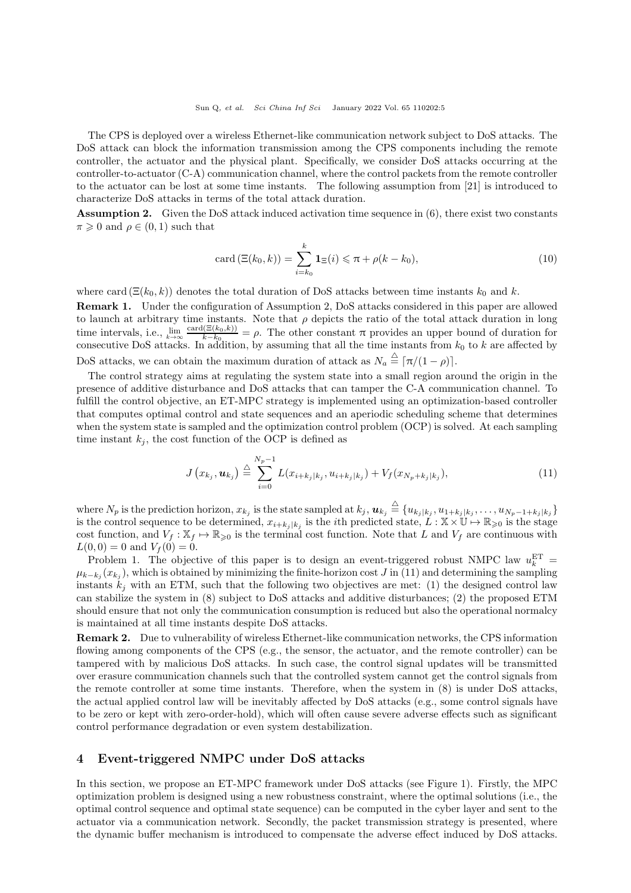The CPS is deployed over a wireless Ethernet-like communication network subject to DoS attacks. The DoS attack can block the information transmission among the CPS components including the remote controller, the actuator and the physical plant. Specifically, we consider DoS attacks occurring at the controller-to-actuator (C-A) communication channel, where the control packets from the remote controller to the actuator can be lost at some time instants. The following assumption from [21] is introduced to characterize DoS attacks in terms of the total attack duration.

**Assumption 2.** Given the DoS attack induced activation time sequence in (6), there exist two constants $\pi \geqslant 0$ and $\rho \in (0, 1)$ such that

$$\mathrm{card}\left(\Xi(k_0, k)\right) = \sum_{i=k_0}^{k} \mathbf{1}_{\Xi}(i) \leqslant \pi + \rho(k - k_0), \tag{10}$$

where $\mathrm{card}\left(\Xi(k_0, k)\right)$ denotes the total duration of DoS attacks between time instants $k_0$ and $k$.

**Remark 1.** Under the configuration of Assumption 2, DoS attacks considered in this paper are allowed to launch at arbitrary time instants. Note that $\rho$ depicts the ratio of the total attack duration in long time intervals, i.e., $\lim_{k\to\infty} \frac{\mathrm{card}(\Xi(k_0,k))}{k-k_0} = \rho$. The other constant $\pi$ provides an upper bound of duration for consecutive DoS attacks. In addition, by assuming that all the time instants from $k_0$ to $k$ are affected by DoS attacks, we can obtain the maximum duration of attack as $N_a \triangleq \lceil \pi/(1-\rho) \rceil$.

The control strategy aims at regulating the system state into a small region around the origin in the presence of additive disturbance and DoS attacks that can tamper the C-A communication channel. To fulfill the control objective, an ET-MPC strategy is implemented using an optimization-based controller that computes optimal control and state sequences and an aperiodic scheduling scheme that determines when the system state is sampled and the optimization control problem (OCP) is solved. At each sampling time instant $k_j$, the cost function of the OCP is defined as

$$J\left(x_{k_j}, \boldsymbol{u}_{k_j}\right) \triangleq \sum_{i=0}^{N_p-1} L(x_{i+k_j|k_j}, u_{i+k_j|k_j}) + V_f(x_{N_p+k_j|k_j}), \tag{11}$$

where $N_p$ is the prediction horizon, $x_{k_j}$ is the state sampled at $k_j$, $\boldsymbol{u}_{k_j} \triangleq \{u_{k_j|k_j}, u_{1+k_j|k_j}, \ldots, u_{N_p-1+k_j|k_j}\}$ is the control sequence to be determined, $x_{i+k_j|k_j}$ is the $i$th predicted state, $L : \mathbb{X} \times \mathbb{U} \mapsto \mathbb{R}_{\geqslant 0}$ is the stage cost function, and $V_f : \mathbb{X}_f \mapsto \mathbb{R}_{\geqslant 0}$ is the terminal cost function. Note that $L$ and $V_f$ are continuous with $L(0, 0) = 0$ and $V_f(0) = 0$.

Problem 1. The objective of this paper is to design an event-triggered robust NMPC law $u_k^{\mathrm{ET}} = \mu_{k-k_j}(x_{k_j})$, which is obtained by minimizing the finite-horizon cost $J$ in (11) and determining the sampling instants $k_j$ with an ETM, such that the following two objectives are met: (1) the designed control law can stabilize the system in (8) subject to DoS attacks and additive disturbances; (2) the proposed ETM should ensure that not only the communication consumption is reduced but also the operational normalcy is maintained at all time instants despite DoS attacks.

**Remark 2.** Due to vulnerability of wireless Ethernet-like communication networks, the CPS information flowing among components of the CPS (e.g., the sensor, the actuator, and the remote controller) can be tampered with by malicious DoS attacks. In such case, the control signal updates will be transmitted over erasure communication channels such that the controlled system cannot get the control signals from the remote controller at some time instants. Therefore, when the system in (8) is under DoS attacks, the actual applied control law will be inevitably affected by DoS attacks (e.g., some control signals have to be zero or kept with zero-order-hold), which will often cause severe adverse effects such as significant control performance degradation or even system destabilization.

## 4 Event-triggered NMPC under DoS attacks

In this section, we propose an ET-MPC framework under DoS attacks (see Figure 1). Firstly, the MPC optimization problem is designed using a new robustness constraint, where the optimal solutions (i.e., the optimal control sequence and optimal state sequence) can be computed in the cyber layer and sent to the actuator via a communication network. Secondly, the packet transmission strategy is presented, where the dynamic buffer mechanism is introduced to compensate the adverse effect induced by DoS attacks.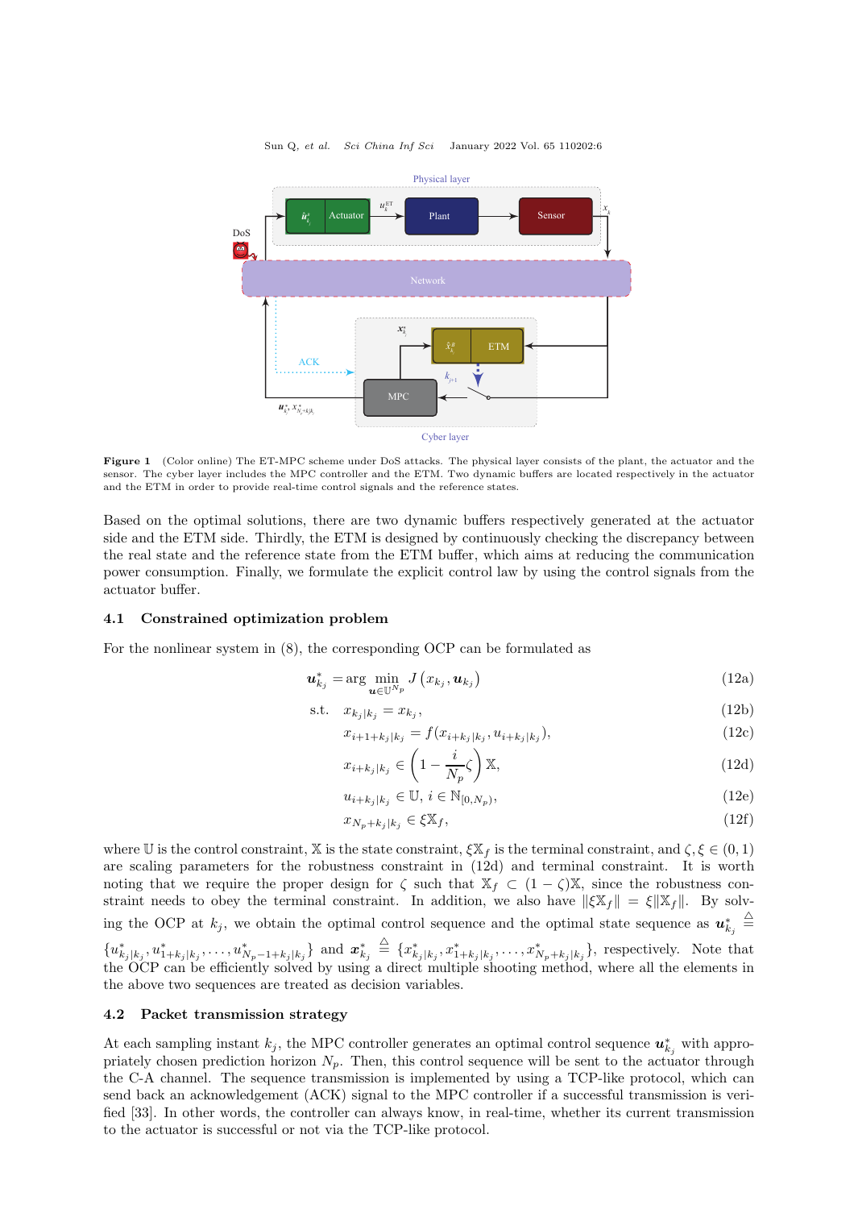Figure 1 (Color online) The ET-MPC scheme under DoS attacks. The physical layer consists of the plant, the actuator and the sensor. The cyber layer includes the MPC controller and the ETM. Two dynamic buffers are located respectively in the actuator and the ETM in order to provide real-time control signals and the reference states.

Based on the optimal solutions, there are two dynamic buffers respectively generated at the actuator side and the ETM side. Thirdly, the ETM is designed by continuously checking the discrepancy between the real state and the reference state from the ETM buffer, which aims at reducing the communication power consumption. Finally, we formulate the explicit control law by using the control signals from the actuator buffer.

### 4.1 Constrained optimization problem

For the nonlinear system in (8), the corresponding OCP can be formulated as

$$\boldsymbol{u}_{k_j}^* = \arg \min_{\boldsymbol{u} \in \mathbb{U}^{N_p}} J\left(x_{k_j}, \boldsymbol{u}_{k_j}\right) \tag{12a}$$

$$\text{s.t.} \quad x_{k_j|k_j} = x_{k_j}, \tag{12b}$$

$$x_{i+1+k_j|k_j} = f(x_{i+k_j|k_j}, u_{i+k_j|k_j}), \tag{12c}$$

$$x_{i+k_j|k_j} \in \left(1 - \frac{i}{N_p}\zeta\right)\mathbb{X}, \tag{12d}$$

$$u_{i+k_j|k_j} \in \mathbb{U},\ i \in \mathbb{N}_{[0,N_p)}, \tag{12e}$$

$$x_{N_p+k_j|k_j} \in \xi\mathbb{X}_f, \tag{12f}$$

where $\mathbb{U}$ is the control constraint, $\mathbb{X}$ is the state constraint, $\xi\mathbb{X}_f$ is the terminal constraint, and $\zeta, \xi \in (0,1)$ are scaling parameters for the robustness constraint in (12d) and terminal constraint. It is worth noting that we require the proper design for $\zeta$ such that $\mathbb{X}_f \subset (1-\zeta)\mathbb{X}$, since the robustness constraint needs to obey the terminal constraint. In addition, we also have $\|\xi\mathbb{X}_f\| = \xi\|\mathbb{X}_f\|$. By solving the OCP at $k_j$, we obtain the optimal control sequence and the optimal state sequence as $\boldsymbol{u}_{k_j}^* \triangleq \{u_{k_j|k_j}^*, u_{1+k_j|k_j}^*, \ldots, u_{N_p-1+k_j|k_j}^*\}$ and $\boldsymbol{x}_{k_j}^* \triangleq \{x_{k_j|k_j}^*, x_{1+k_j|k_j}^*, \ldots, x_{N_p+k_j|k_j}^*\}$, respectively. Note that the OCP can be efficiently solved by using a direct multiple shooting method, where all the elements in the above two sequences are treated as decision variables.

### 4.2 Packet transmission strategy

At each sampling instant $k_j$, the MPC controller generates an optimal control sequence $\boldsymbol{u}_{k_j}^*$ with appropriately chosen prediction horizon $N_p$. Then, this control sequence will be sent to the actuator through the C-A channel. The sequence transmission is implemented by using a TCP-like protocol, which can send back an acknowledgement (ACK) signal to the MPC controller if a successful transmission is verified [33]. In other words, the controller can always know, in real-time, whether its current transmission to the actuator is successful or not via the TCP-like protocol.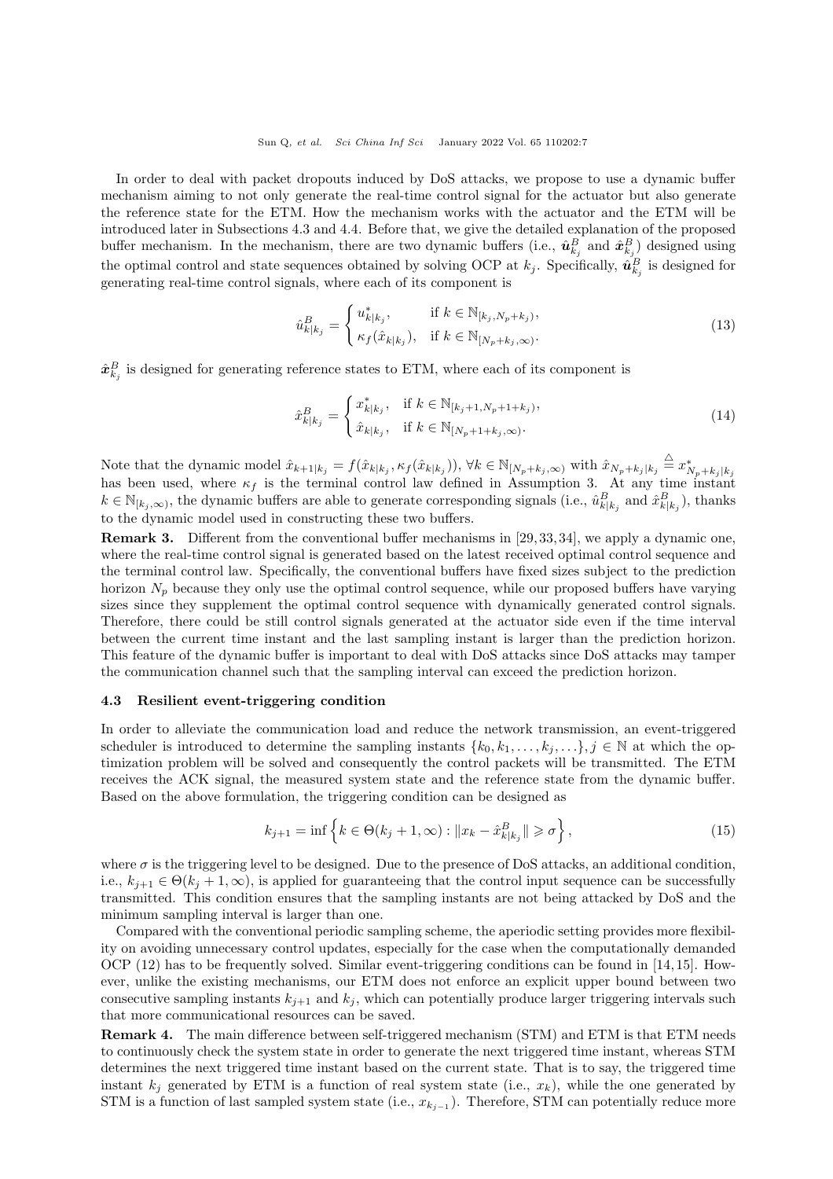In order to deal with packet dropouts induced by DoS attacks, we propose to use a dynamic buffer mechanism aiming to not only generate the real-time control signal for the actuator but also generate the reference state for the ETM. How the mechanism works with the actuator and the ETM will be introduced later in Subsections 4.3 and 4.4. Before that, we give the detailed explanation of the proposed buffer mechanism. In the mechanism, there are two dynamic buffers (i.e., $\hat{\boldsymbol{u}}^B_{k_j}$ and $\hat{\boldsymbol{x}}^B_{k_j}$) designed using the optimal control and state sequences obtained by solving OCP at $k_j$. Specifically, $\hat{\boldsymbol{u}}^B_{k_j}$ is designed for generating real-time control signals, where each of its component is

$$
\hat{u}^B_{k|k_j} = \begin{cases} u^*_{k|k_j}, & \text{if } k \in \mathbb{N}_{[k_j, N_p+k_j)}, \\ \kappa_f(\hat{x}_{k|k_j}), & \text{if } k \in \mathbb{N}_{[N_p+k_j, \infty)}. \end{cases} \tag{13}
$$

$\hat{\boldsymbol{x}}^B_{k_j}$ is designed for generating reference states to ETM, where each of its component is

$$
\hat{x}^B_{k|k_j} = \begin{cases} x^*_{k|k_j}, & \text{if } k \in \mathbb{N}_{[k_j+1, N_p+1+k_j)}, \\ \hat{x}_{k|k_j}, & \text{if } k \in \mathbb{N}_{[N_p+1+k_j, \infty)}. \end{cases} \tag{14}
$$

Note that the dynamic model $\hat{x}_{k+1|k_j} = f(\hat{x}_{k|k_j}, \kappa_f(\hat{x}_{k|k_j}))$, $\forall k \in \mathbb{N}_{[N_p+k_j, \infty)}$ with $\hat{x}_{N_p+k_j|k_j} \triangleq x^*_{N_p+k_j|k_j}$ has been used, where $\kappa_f$ is the terminal control law defined in Assumption 3. At any time instant $k \in \mathbb{N}_{[k_j, \infty)}$, the dynamic buffers are able to generate corresponding signals (i.e., $\hat{u}^B_{k|k_j}$ and $\hat{x}^B_{k|k_j}$), thanks to the dynamic model used in constructing these two buffers.

**Remark 3.** Different from the conventional buffer mechanisms in [29, 33, 34], we apply a dynamic one, where the real-time control signal is generated based on the latest received optimal control sequence and the terminal control law. Specifically, the conventional buffers have fixed sizes subject to the prediction horizon $N_p$ because they only use the optimal control sequence, while our proposed buffers have varying sizes since they supplement the optimal control sequence with dynamically generated control signals. Therefore, there could be still control signals generated at the actuator side even if the time interval between the current time instant and the last sampling instant is larger than the prediction horizon. This feature of the dynamic buffer is important to deal with DoS attacks since DoS attacks may tamper the communication channel such that the sampling interval can exceed the prediction horizon.

### 4.3 Resilient event-triggering condition

In order to alleviate the communication load and reduce the network transmission, an event-triggered scheduler is introduced to determine the sampling instants $\{k_0, k_1, \ldots, k_j, \ldots\}$, $j \in \mathbb{N}$ at which the optimization problem will be solved and consequently the control packets will be transmitted. The ETM receives the ACK signal, the measured system state and the reference state from the dynamic buffer. Based on the above formulation, the triggering condition can be designed as

$$
k_{j+1} = \inf \left\{ k \in \Theta(k_j+1, \infty) : \|x_k - \hat{x}^B_{k|k_j}\| \geqslant \sigma \right\}, \tag{15}
$$

where $\sigma$ is the triggering level to be designed. Due to the presence of DoS attacks, an additional condition, i.e., $k_{j+1} \in \Theta(k_j+1, \infty)$, is applied for guaranteeing that the control input sequence can be successfully transmitted. This condition ensures that the sampling instants are not being attacked by DoS and the minimum sampling interval is larger than one.

Compared with the conventional periodic sampling scheme, the aperiodic setting provides more flexibility on avoiding unnecessary control updates, especially for the case when the computationally demanded OCP (12) has to be frequently solved. Similar event-triggering conditions can be found in [14, 15]. However, unlike the existing mechanisms, our ETM does not enforce an explicit upper bound between two consecutive sampling instants $k_{j+1}$ and $k_j$, which can potentially produce larger triggering intervals such that more communicational resources can be saved.

**Remark 4.** The main difference between self-triggered mechanism (STM) and ETM is that ETM needs to continuously check the system state in order to generate the next triggered time instant, whereas STM determines the next triggered time instant based on the current state. That is to say, the triggered time instant $k_j$ generated by ETM is a function of real system state (i.e., $x_k$), while the one generated by STM is a function of last sampled system state (i.e., $x_{k_{j-1}}$). Therefore, STM can potentially reduce more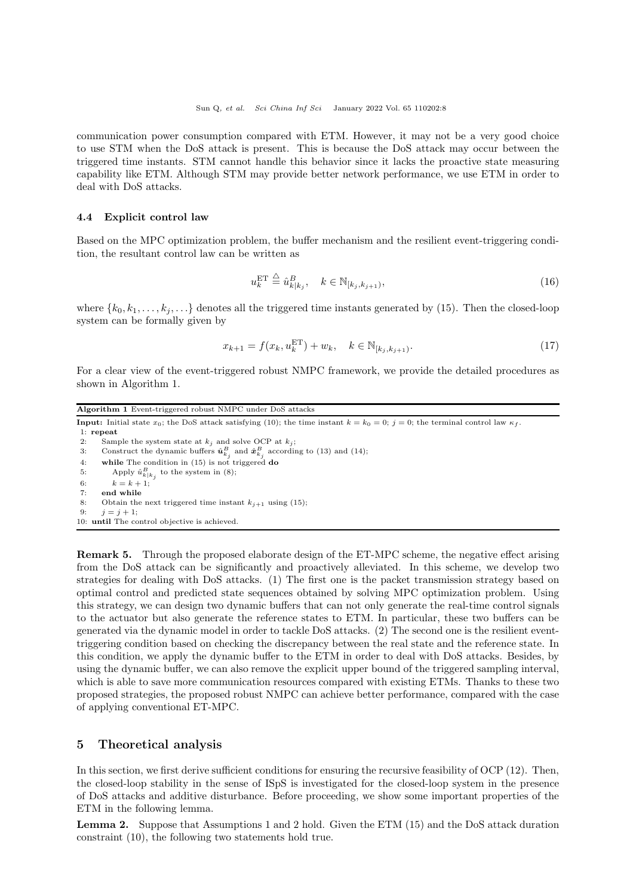communication power consumption compared with ETM. However, it may not be a very good choice to use STM when the DoS attack is present. This is because the DoS attack may occur between the triggered time instants. STM cannot handle this behavior since it lacks the proactive state measuring capability like ETM. Although STM may provide better network performance, we use ETM in order to deal with DoS attacks.

### 4.4 Explicit control law

Based on the MPC optimization problem, the buffer mechanism and the resilient event-triggering condition, the resultant control law can be written as

$$u_k^{\rm ET} \triangleq \hat{u}^B_{k|k_j}, \quad k \in \mathbb{N}_{[k_j, k_{j+1})}, \tag{16}$$

where $\{k_0, k_1, \ldots, k_j, \ldots\}$ denotes all the triggered time instants generated by (15). Then the closed-loop system can be formally given by

$$x_{k+1} = f(x_k, u_k^{\rm ET}) + w_k, \quad k \in \mathbb{N}_{[k_j, k_{j+1})}. \tag{17}$$

For a clear view of the event-triggered robust NMPC framework, we provide the detailed procedures as shown in Algorithm 1.

**Algorithm 1** Event-triggered robust NMPC under DoS attacks

**Input:** Initial state $x_0$; the DoS attack satisfying (10); the time instant $k = k_0 = 0$; $j = 0$; the terminal control law $\kappa_f$.

```
1: repeat
2:    Sample the system state at k_j and solve OCP at k_j;
3:    Construct the dynamic buffers û^B_{k_j} and x̂^B_{k_j} according to (13) and (14);
4:    while The condition in (15) is not triggered do
5:       Apply û^B_{k|k_j} to the system in (8);
6:       k = k + 1;
7:    end while
8:    Obtain the next triggered time instant k_{j+1} using (15);
9:    j = j + 1;
10: until The control objective is achieved.
```

**Remark 5.** Through the proposed elaborate design of the ET-MPC scheme, the negative effect arising from the DoS attack can be significantly and proactively alleviated. In this scheme, we develop two strategies for dealing with DoS attacks. (1) The first one is the packet transmission strategy based on optimal control and predicted state sequences obtained by solving MPC optimization problem. Using this strategy, we can design two dynamic buffers that can not only generate the real-time control signals to the actuator but also generate the reference states to ETM. In particular, these two buffers can be generated via the dynamic model in order to tackle DoS attacks. (2) The second one is the resilient event-triggering condition based on checking the discrepancy between the real state and the reference state. In this condition, we apply the dynamic buffer to the ETM in order to deal with DoS attacks. Besides, by using the dynamic buffer, we can also remove the explicit upper bound of the triggered sampling interval, which is able to save more communication resources compared with existing ETMs. Thanks to these two proposed strategies, the proposed robust NMPC can achieve better performance, compared with the case of applying conventional ET-MPC.

## 5 Theoretical analysis

In this section, we first derive sufficient conditions for ensuring the recursive feasibility of OCP (12). Then, the closed-loop stability in the sense of ISpS is investigated for the closed-loop system in the presence of DoS attacks and additive disturbance. Before proceeding, we show some important properties of the ETM in the following lemma.

**Lemma 2.** Suppose that Assumptions 1 and 2 hold. Given the ETM (15) and the DoS attack duration constraint (10), the following two statements hold true.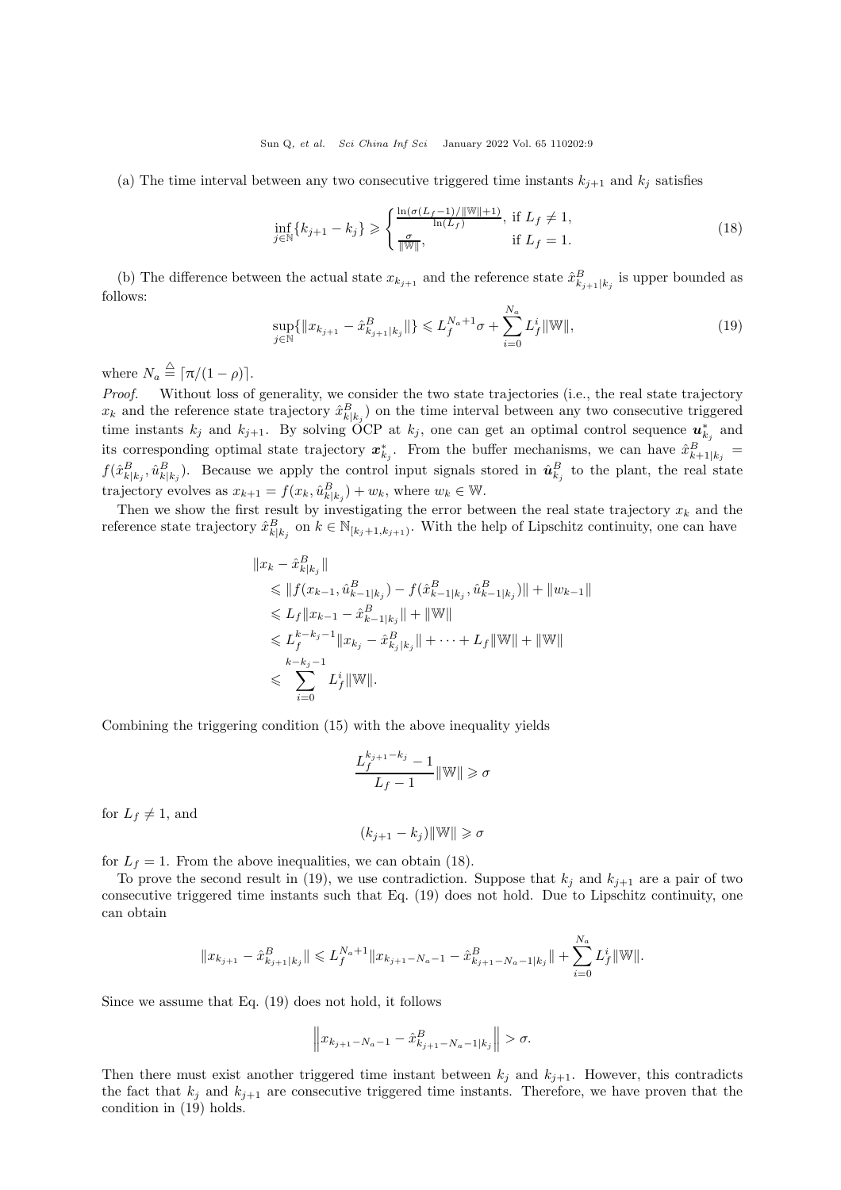(a) The time interval between any two consecutive triggered time instants $k_{j+1}$ and $k_j$ satisfies

$$\inf_{j\in\mathbb{N}}\{k_{j+1}-k_j\} \geqslant \begin{cases} \frac{\ln(\sigma(L_f-1)/\|\mathbb{W}\|+1)}{\ln(L_f)}, & \text{if } L_f \neq 1, \\ \frac{\sigma}{\|\mathbb{W}\|}, & \text{if } L_f = 1. \end{cases} \tag{18}$$

(b) The difference between the actual state $x_{k_{j+1}}$ and the reference state $\hat{x}^B_{k_{j+1}|k_j}$ is upper bounded as follows:

$$\sup_{j\in\mathbb{N}}\{\|x_{k_{j+1}}-\hat{x}^B_{k_{j+1}|k_j}\|\} \leqslant L_f^{N_a+1}\sigma + \sum_{i=0}^{N_a} L_f^i\|\mathbb{W}\|, \tag{19}$$

where $N_a \triangleq \lceil \pi/(1-\rho)\rceil$.

*Proof.* Without loss of generality, we consider the two state trajectories (i.e., the real state trajectory $x_k$ and the reference state trajectory $\hat{x}^B_{k|k_j}$) on the time interval between any two consecutive triggered time instants $k_j$ and $k_{j+1}$. By solving OCP at $k_j$, one can get an optimal control sequence $\boldsymbol{u}^*_{k_j}$ and its corresponding optimal state trajectory $\boldsymbol{x}^*_{k_j}$. From the buffer mechanisms, we can have $\hat{x}^B_{k+1|k_j} = f(\hat{x}^B_{k|k_j}, \hat{u}^B_{k|k_j})$. Because we apply the control input signals stored in $\hat{\boldsymbol{u}}^B_{k_j}$ to the plant, the real state trajectory evolves as $x_{k+1} = f(x_k, \hat{u}^B_{k|k_j}) + w_k$, where $w_k \in \mathbb{W}$.

Then we show the first result by investigating the error between the real state trajectory $x_k$ and the reference state trajectory $\hat{x}^B_{k|k_j}$ on $k \in \mathbb{N}_{[k_j+1,k_{j+1})}$. With the help of Lipschitz continuity, one can have

$$\begin{aligned}
&\|x_k - \hat{x}^B_{k|k_j}\| \\
&\leqslant \|f(x_{k-1}, \hat{u}^B_{k-1|k_j}) - f(\hat{x}^B_{k-1|k_j}, \hat{u}^B_{k-1|k_j})\| + \|w_{k-1}\| \\
&\leqslant L_f\|x_{k-1} - \hat{x}^B_{k-1|k_j}\| + \|\mathbb{W}\| \\
&\leqslant L_f^{k-k_j-1}\|x_{k_j} - \hat{x}^B_{k_j|k_j}\| + \cdots + L_f\|\mathbb{W}\| + \|\mathbb{W}\| \\
&\leqslant \sum_{i=0}^{k-k_j-1} L_f^i\|\mathbb{W}\|.
\end{aligned}$$

Combining the triggering condition (15) with the above inequality yields

$$\frac{L_f^{k_{j+1}-k_j}-1}{L_f-1}\|\mathbb{W}\| \geqslant \sigma$$

for $L_f \neq 1$, and

$$(k_{j+1}-k_j)\|\mathbb{W}\| \geqslant \sigma$$

for $L_f = 1$. From the above inequalities, we can obtain (18).

To prove the second result in (19), we use contradiction. Suppose that $k_j$ and $k_{j+1}$ are a pair of two consecutive triggered time instants such that Eq. (19) does not hold. Due to Lipschitz continuity, one can obtain

$$\|x_{k_{j+1}} - \hat{x}^B_{k_{j+1}|k_j}\| \leqslant L_f^{N_a+1}\|x_{k_{j+1}-N_a-1} - \hat{x}^B_{k_{j+1}-N_a-1|k_j}\| + \sum_{i=0}^{N_a} L_f^i\|\mathbb{W}\|.$$

Since we assume that Eq. (19) does not hold, it follows

$$\left\|x_{k_{j+1}-N_a-1} - \hat{x}^B_{k_{j+1}-N_a-1|k_j}\right\| > \sigma.$$

Then there must exist another triggered time instant between $k_j$ and $k_{j+1}$. However, this contradicts the fact that $k_j$ and $k_{j+1}$ are consecutive triggered time instants. Therefore, we have proven that the condition in (19) holds.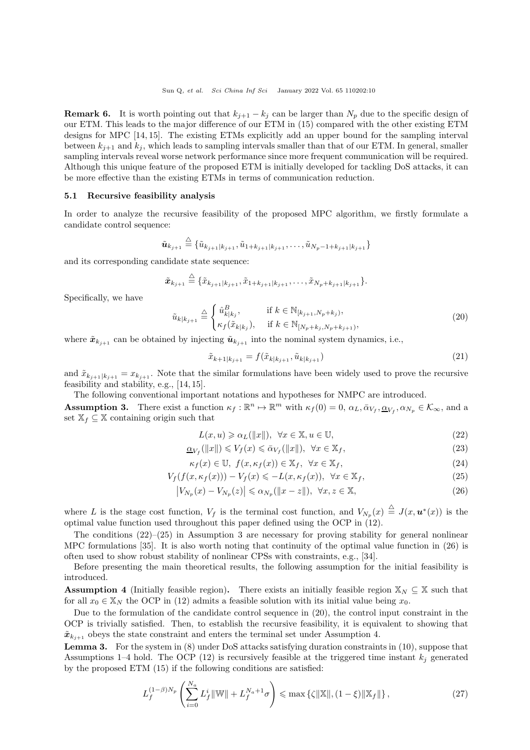**Remark 6.** It is worth pointing out that $k_{j+1} - k_j$ can be larger than $N_p$ due to the specific design of our ETM. This leads to the major difference of our ETM in (15) compared with the other existing ETM designs for MPC [14, 15]. The existing ETMs explicitly add an upper bound for the sampling interval between $k_{j+1}$ and $k_j$, which leads to sampling intervals smaller than that of our ETM. In general, smaller sampling intervals reveal worse network performance since more frequent communication will be required. Although this unique feature of the proposed ETM is initially developed for tackling DoS attacks, it can be more effective than the existing ETMs in terms of communication reduction.

### 5.1 Recursive feasibility analysis

In order to analyze the recursive feasibility of the proposed MPC algorithm, we firstly formulate a candidate control sequence:

$$\tilde{\boldsymbol{u}}_{k_{j+1}} \triangleq \{\tilde{u}_{k_{j+1}|k_{j+1}}, \tilde{u}_{1+k_{j+1}|k_{j+1}}, \ldots, \tilde{u}_{N_p-1+k_{j+1}|k_{j+1}}\}$$

and its corresponding candidate state sequence:

$$\tilde{\boldsymbol{x}}_{k_{j+1}} \triangleq \{\tilde{x}_{k_{j+1}|k_{j+1}}, \tilde{x}_{1+k_{j+1}|k_{j+1}}, \ldots, \tilde{x}_{N_p+k_{j+1}|k_{j+1}}\}.$$

Specifically, we have

$$\tilde{u}_{k|k_{j+1}} \triangleq \begin{cases} \hat{u}^B_{k|k_j}, & \text{if } k \in \mathbb{N}_{[k_{j+1}, N_p+k_j)}, \\ \kappa_f(\tilde{x}_{k|k_j}), & \text{if } k \in \mathbb{N}_{[N_p+k_j, N_p+k_{j+1})}, \end{cases} \tag{20}$$

where $\tilde{\boldsymbol{x}}_{k_{j+1}}$ can be obtained by injecting $\tilde{\boldsymbol{u}}_{k_{j+1}}$ into the nominal system dynamics, i.e.,

$$\tilde{x}_{k+1|k_{j+1}} = f(\tilde{x}_{k|k_{j+1}}, \tilde{u}_{k|k_{j+1}}) \tag{21}$$

and $\tilde{x}_{k_{j+1}|k_{j+1}} = x_{k_{j+1}}$. Note that the similar formulations have been widely used to prove the recursive feasibility and stability, e.g., [14, 15].

The following conventional important notations and hypotheses for NMPC are introduced.

**Assumption 3.** There exist a function $\kappa_f : \mathbb{R}^n \mapsto \mathbb{R}^m$ with $\kappa_f(0) = 0$, $\alpha_L, \bar{\alpha}_{V_f}, \underline{\alpha}_{V_f}, \alpha_{N_p} \in \mathcal{K}_\infty$, and a set $\mathbb{X}_f \subseteq \mathbb{X}$ containing origin such that

$$L(x, u) \geqslant \alpha_L(\|x\|), \ \ \forall x \in \mathbb{X}, u \in \mathbb{U}, \tag{22}$$

$$\underline{\alpha}_{V_f}(\|x\|) \leqslant V_f(x) \leqslant \bar{\alpha}_{V_f}(\|x\|), \ \ \forall x \in \mathbb{X}_f, \tag{23}$$

$$\kappa_f(x) \in \mathbb{U}, \ f(x, \kappa_f(x)) \in \mathbb{X}_f, \ \ \forall x \in \mathbb{X}_f, \tag{24}$$

$$V_f(f(x, \kappa_f(x))) - V_f(x) \leqslant -L(x, \kappa_f(x)), \ \ \forall x \in \mathbb{X}_f, \tag{25}$$

$$\left|V_{N_p}(x) - V_{N_p}(z)\right| \leqslant \alpha_{N_p}(\|x - z\|), \ \ \forall x, z \in \mathbb{X}, \tag{26}$$

where $L$ is the stage cost function, $V_f$ is the terminal cost function, and $V_{N_p}(x) \triangleq J(x, \boldsymbol{u}^*(x))$ is the optimal value function used throughout this paper defined using the OCP in (12).

The conditions (22)–(25) in Assumption 3 are necessary for proving stability for general nonlinear MPC formulations [35]. It is also worth noting that continuity of the optimal value function in (26) is often used to show robust stability of nonlinear CPSs with constraints, e.g., [34].

Before presenting the main theoretical results, the following assumption for the initial feasibility is introduced.

**Assumption 4** (Initially feasible region)**.** There exists an initially feasible region $\mathbb{X}_N \subseteq \mathbb{X}$ such that for all $x_0 \in \mathbb{X}_N$ the OCP in (12) admits a feasible solution with its initial value being $x_0$.

Due to the formulation of the candidate control sequence in (20), the control input constraint in the OCP is trivially satisfied. Then, to establish the recursive feasibility, it is equivalent to showing that $\tilde{\boldsymbol{x}}_{k_{j+1}}$ obeys the state constraint and enters the terminal set under Assumption 4.

**Lemma 3.** For the system in (8) under DoS attacks satisfying duration constraints in (10), suppose that Assumptions 1–4 hold. The OCP (12) is recursively feasible at the triggered time instant $k_j$ generated by the proposed ETM (15) if the following conditions are satisfied:

$$L_f^{(1-\beta)N_p}\left(\sum_{i=0}^{N_a} L_f^i \|\mathbb{W}\| + L_f^{N_a+1}\sigma\right) \leqslant \max\left\{\zeta\|\mathbb{X}\|, (1-\xi)\|\mathbb{X}_f\|\right\}, \tag{27}$$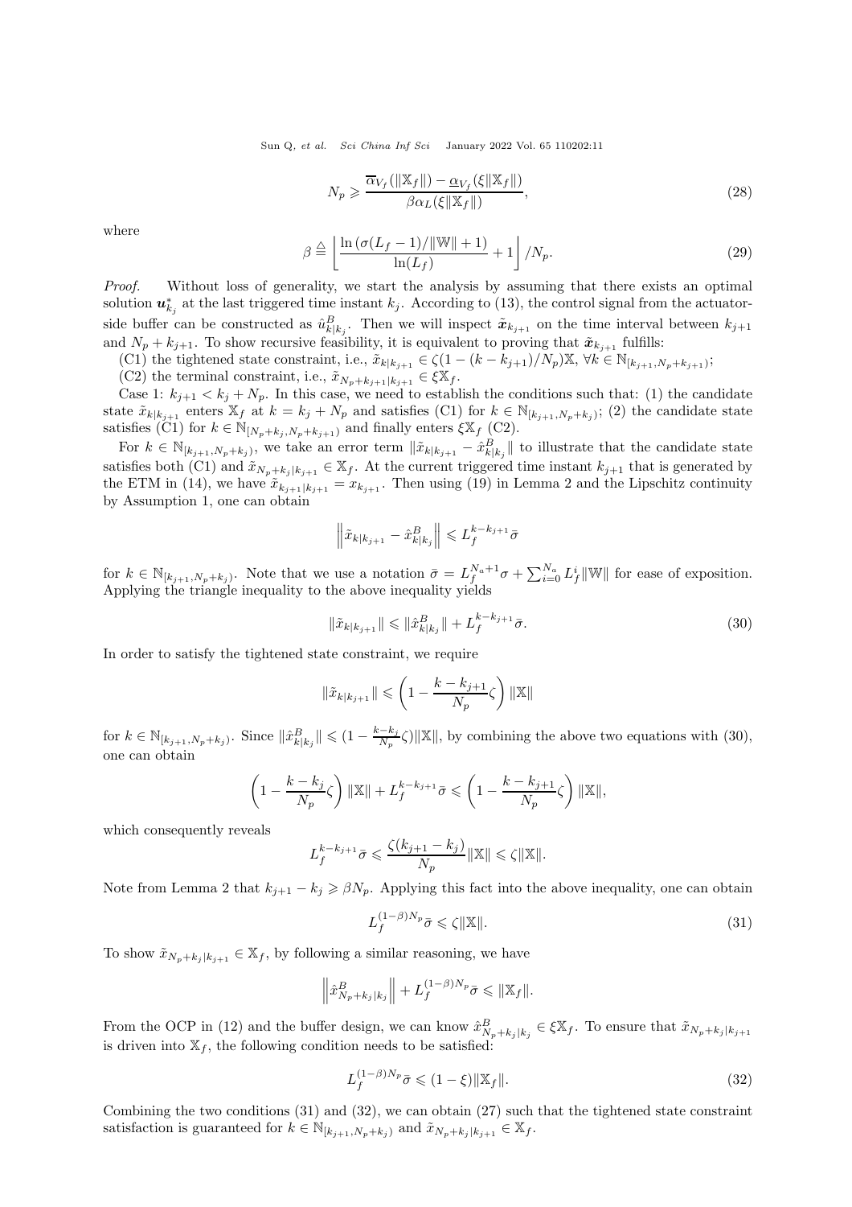$$N_p \geqslant \frac{\overline{\alpha}_{V_f}(\|\mathbb{X}_f\|) - \underline{\alpha}_{V_f}(\xi\|\mathbb{X}_f\|)}{\beta\alpha_L(\xi\|\mathbb{X}_f\|)}, \tag{28}$$

where

$$\beta \triangleq \left\lfloor \frac{\ln\left(\sigma(L_f-1)/\|\mathbb{W}\|+1\right)}{\ln(L_f)} + 1 \right\rfloor / N_p. \tag{29}$$

*Proof.* Without loss of generality, we start the analysis by assuming that there exists an optimal solution $\boldsymbol{u}^*_{k_j}$ at the last triggered time instant $k_j$. According to (13), the control signal from the actuator-side buffer can be constructed as $\hat{u}^B_{k|k_j}$. Then we will inspect $\tilde{\boldsymbol{x}}_{k_{j+1}}$ on the time interval between $k_{j+1}$ and $N_p + k_{j+1}$. To show recursive feasibility, it is equivalent to proving that $\tilde{\boldsymbol{x}}_{k_{j+1}}$ fulfills:

(C1) the tightened state constraint, i.e., $\tilde{x}_{k|k_{j+1}} \in \zeta(1-(k-k_{j+1})/N_p)\mathbb{X}$, $\forall k \in \mathbb{N}_{[k_{j+1},N_p+k_{j+1})}$;

(C2) the terminal constraint, i.e., $\tilde{x}_{N_p+k_{j+1}|k_{j+1}} \in \xi\mathbb{X}_f$.

Case 1: $k_{j+1} < k_j + N_p$. In this case, we need to establish the conditions such that: (1) the candidate state $\tilde{x}_{k|k_{j+1}}$ enters $\mathbb{X}_f$ at $k = k_j + N_p$ and satisfies (C1) for $k \in \mathbb{N}_{[k_{j+1},N_p+k_j)}$; (2) the candidate state satisfies (C1) for $k \in \mathbb{N}_{[N_p+k_j,N_p+k_{j+1})}$ and finally enters $\xi\mathbb{X}_f$ (C2).

For $k \in \mathbb{N}_{[k_{j+1},N_p+k_j)}$, we take an error term $\|\tilde{x}_{k|k_{j+1}} - \hat{x}^B_{k|k_j}\|$ to illustrate that the candidate state satisfies both (C1) and $\tilde{x}_{N_p+k_j|k_{j+1}} \in \mathbb{X}_f$. At the current triggered time instant $k_{j+1}$ that is generated by the ETM in (14), we have $\tilde{x}_{k_{j+1}|k_{j+1}} = x_{k_{j+1}}$. Then using (19) in Lemma 2 and the Lipschitz continuity by Assumption 1, one can obtain

$$\left\|\tilde{x}_{k|k_{j+1}} - \hat{x}^B_{k|k_j}\right\| \leqslant L_f^{k-k_{j+1}}\bar{\sigma}$$

for $k \in \mathbb{N}_{[k_{j+1},N_p+k_j)}$. Note that we use a notation $\bar{\sigma} = L_f^{N_a+1}\sigma + \sum_{i=0}^{N_a} L_f^i\|\mathbb{W}\|$ for ease of exposition. Applying the triangle inequality to the above inequality yields

$$\|\tilde{x}_{k|k_{j+1}}\| \leqslant \|\hat{x}^B_{k|k_j}\| + L_f^{k-k_{j+1}}\bar{\sigma}. \tag{30}$$

In order to satisfy the tightened state constraint, we require

$$\|\tilde{x}_{k|k_{j+1}}\| \leqslant \left(1 - \frac{k-k_{j+1}}{N_p}\zeta\right)\|\mathbb{X}\|$$

for $k \in \mathbb{N}_{[k_{j+1},N_p+k_j)}$. Since $\|\hat{x}^B_{k|k_j}\| \leqslant (1 - \frac{k-k_j}{N_p}\zeta)\|\mathbb{X}\|$, by combining the above two equations with (30), one can obtain

$$\left(1 - \frac{k-k_j}{N_p}\zeta\right)\|\mathbb{X}\| + L_f^{k-k_{j+1}}\bar{\sigma} \leqslant \left(1 - \frac{k-k_{j+1}}{N_p}\zeta\right)\|\mathbb{X}\|,$$

which consequently reveals

$$L_f^{k-k_{j+1}}\bar{\sigma} \leqslant \frac{\zeta(k_{j+1}-k_j)}{N_p}\|\mathbb{X}\| \leqslant \zeta\|\mathbb{X}\|.$$

Note from Lemma 2 that $k_{j+1} - k_j \geqslant \beta N_p$. Applying this fact into the above inequality, one can obtain

$$L_f^{(1-\beta)N_p}\bar{\sigma} \leqslant \zeta\|\mathbb{X}\|. \tag{31}$$

To show $\tilde{x}_{N_p+k_j|k_{j+1}} \in \mathbb{X}_f$, by following a similar reasoning, we have

$$\left\|\hat{x}^B_{N_p+k_j|k_j}\right\| + L_f^{(1-\beta)N_p}\bar{\sigma} \leqslant \|\mathbb{X}_f\|.$$

From the OCP in (12) and the buffer design, we can know $\hat{x}^B_{N_p+k_j|k_j} \in \xi\mathbb{X}_f$. To ensure that $\tilde{x}_{N_p+k_j|k_{j+1}}$ is driven into $\mathbb{X}_f$, the following condition needs to be satisfied:

$$L_f^{(1-\beta)N_p}\bar{\sigma} \leqslant (1-\xi)\|\mathbb{X}_f\|. \tag{32}$$

Combining the two conditions (31) and (32), we can obtain (27) such that the tightened state constraint satisfaction is guaranteed for $k \in \mathbb{N}_{[k_{j+1},N_p+k_j)}$ and $\tilde{x}_{N_p+k_j|k_{j+1}} \in \mathbb{X}_f$.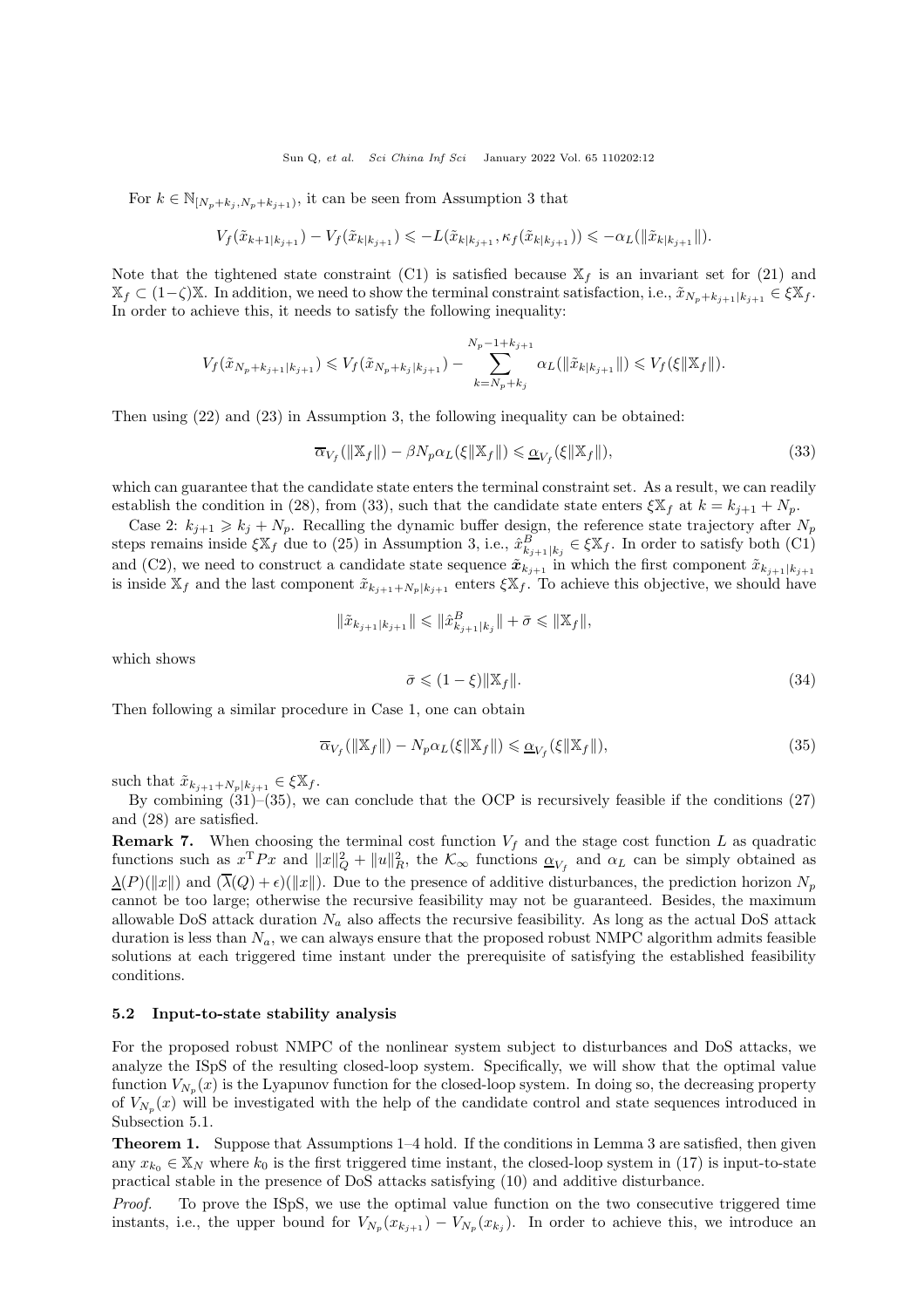For $k \in \mathbb{N}_{[N_p+k_j, N_p+k_{j+1})}$, it can be seen from Assumption 3 that

$$V_f(\tilde{x}_{k+1|k_{j+1}}) - V_f(\tilde{x}_{k|k_{j+1}}) \leqslant -L(\tilde{x}_{k|k_{j+1}}, \kappa_f(\tilde{x}_{k|k_{j+1}})) \leqslant -\alpha_L(\|\tilde{x}_{k|k_{j+1}}\|).$$

Note that the tightened state constraint (C1) is satisfied because $\mathbb{X}_f$ is an invariant set for (21) and $\mathbb{X}_f \subset (1-\zeta)\mathbb{X}$. In addition, we need to show the terminal constraint satisfaction, i.e., $\tilde{x}_{N_p+k_{j+1}|k_{j+1}} \in \xi\mathbb{X}_f$. In order to achieve this, it needs to satisfy the following inequality:

$$V_f(\tilde{x}_{N_p+k_{j+1}|k_{j+1}}) \leqslant V_f(\tilde{x}_{N_p+k_j|k_{j+1}}) - \sum_{k=N_p+k_j}^{N_p-1+k_{j+1}} \alpha_L(\|\tilde{x}_{k|k_{j+1}}\|) \leqslant V_f(\xi\|\mathbb{X}_f\|).$$

Then using (22) and (23) in Assumption 3, the following inequality can be obtained:

$$\overline{\alpha}_{V_f}(\|\mathbb{X}_f\|) - \beta N_p \alpha_L(\xi\|\mathbb{X}_f\|) \leqslant \underline{\alpha}_{V_f}(\xi\|\mathbb{X}_f\|), \tag{33}$$

which can guarantee that the candidate state enters the terminal constraint set. As a result, we can readily establish the condition in (28), from (33), such that the candidate state enters $\xi\mathbb{X}_f$ at $k = k_{j+1} + N_p$.

Case 2: $k_{j+1} \geqslant k_j + N_p$. Recalling the dynamic buffer design, the reference state trajectory after $N_p$ steps remains inside $\xi\mathbb{X}_f$ due to (25) in Assumption 3, i.e., $\hat{x}^B_{k_{j+1}|k_j} \in \xi\mathbb{X}_f$. In order to satisfy both (C1) and (C2), we need to construct a candidate state sequence $\tilde{\boldsymbol{x}}_{k_{j+1}}$ in which the first component $\tilde{x}_{k_{j+1}|k_{j+1}}$ is inside $\mathbb{X}_f$ and the last component $\tilde{x}_{k_{j+1}+N_p|k_{j+1}}$ enters $\xi\mathbb{X}_f$. To achieve this objective, we should have

$$\|\tilde{x}_{k_{j+1}|k_{j+1}}\| \leqslant \|\hat{x}^B_{k_{j+1}|k_j}\| + \bar{\sigma} \leqslant \|\mathbb{X}_f\|,$$

which shows

$$\bar{\sigma} \leqslant (1-\xi)\|\mathbb{X}_f\|. \tag{34}$$

Then following a similar procedure in Case 1, one can obtain

$$\overline{\alpha}_{V_f}(\|\mathbb{X}_f\|) - N_p \alpha_L(\xi\|\mathbb{X}_f\|) \leqslant \underline{\alpha}_{V_f}(\xi\|\mathbb{X}_f\|), \tag{35}$$

such that $\tilde{x}_{k_{j+1}+N_p|k_{j+1}} \in \xi\mathbb{X}_f$.

By combining (31)–(35), we can conclude that the OCP is recursively feasible if the conditions (27) and (28) are satisfied.

**Remark 7.** When choosing the terminal cost function $V_f$ and the stage cost function $L$ as quadratic functions such as $x^{\mathrm{T}}Px$ and $\|x\|_Q^2 + \|u\|_R^2$, the $\mathcal{K}_\infty$ functions $\underline{\alpha}_{V_f}$ and $\alpha_L$ can be simply obtained as $\underline{\lambda}(P)(\|x\|)$ and $(\overline{\lambda}(Q)+\epsilon)(\|x\|)$. Due to the presence of additive disturbances, the prediction horizon $N_p$ cannot be too large; otherwise the recursive feasibility may not be guaranteed. Besides, the maximum allowable DoS attack duration $N_a$ also affects the recursive feasibility. As long as the actual DoS attack duration is less than $N_a$, we can always ensure that the proposed robust NMPC algorithm admits feasible solutions at each triggered time instant under the prerequisite of satisfying the established feasibility conditions.

### 5.2 Input-to-state stability analysis

For the proposed robust NMPC of the nonlinear system subject to disturbances and DoS attacks, we analyze the ISpS of the resulting closed-loop system. Specifically, we will show that the optimal value function $V_{N_p}(x)$ is the Lyapunov function for the closed-loop system. In doing so, the decreasing property of $V_{N_p}(x)$ will be investigated with the help of the candidate control and state sequences introduced in Subsection 5.1.

**Theorem 1.** Suppose that Assumptions 1–4 hold. If the conditions in Lemma 3 are satisfied, then given any $x_{k_0} \in \mathbb{X}_N$ where $k_0$ is the first triggered time instant, the closed-loop system in (17) is input-to-state practical stable in the presence of DoS attacks satisfying (10) and additive disturbance.

*Proof.* To prove the ISpS, we use the optimal value function on the two consecutive triggered time instants, i.e., the upper bound for $V_{N_p}(x_{k_{j+1}}) - V_{N_p}(x_{k_j})$. In order to achieve this, we introduce an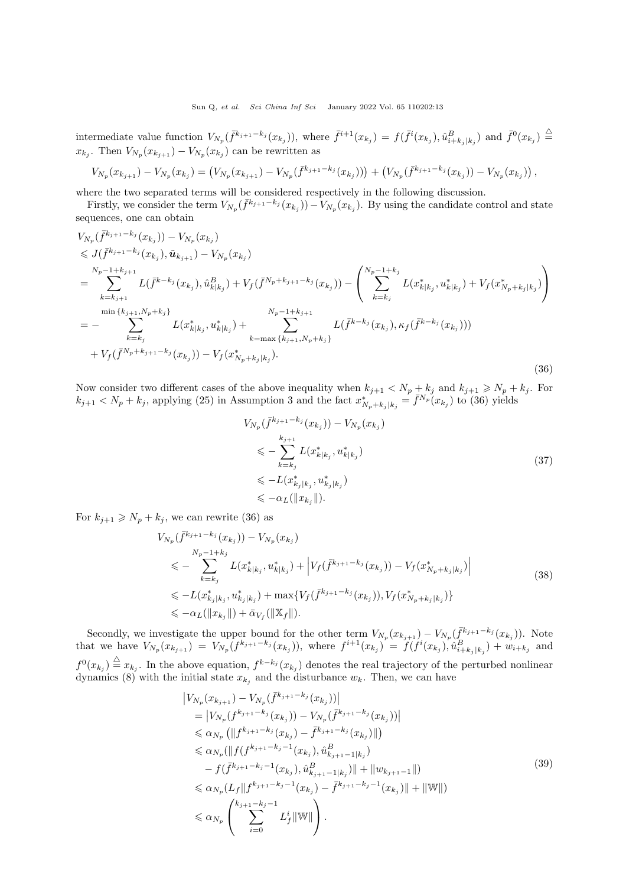intermediate value function $V_{N_p}(\bar{f}^{k_{j+1}-k_j}(x_{k_j}))$, where $\bar{f}^{i+1}(x_{k_j}) = f(\bar{f}^i(x_{k_j}), \hat{u}^B_{i+k_j|k_j})$ and $\bar{f}^0(x_{k_j}) \stackrel{\triangle}{=} x_{k_j}$. Then $V_{N_p}(x_{k_{j+1}}) - V_{N_p}(x_{k_j})$ can be rewritten as

$$V_{N_p}(x_{k_{j+1}}) - V_{N_p}(x_{k_j}) = \left(V_{N_p}(x_{k_{j+1}}) - V_{N_p}(\bar{f}^{k_{j+1}-k_j}(x_{k_j}))\right) + \left(V_{N_p}(\bar{f}^{k_{j+1}-k_j}(x_{k_j})) - V_{N_p}(x_{k_j})\right),$$

where the two separated terms will be considered respectively in the following discussion.

Firstly, we consider the term $V_{N_p}(\bar{f}^{k_{j+1}-k_j}(x_{k_j})) - V_{N_p}(x_{k_j})$. By using the candidate control and state sequences, one can obtain

$$\begin{aligned}
&V_{N_p}(\bar{f}^{k_{j+1}-k_j}(x_{k_j})) - V_{N_p}(x_{k_j}) \\
&\leqslant J(\bar{f}^{k_{j+1}-k_j}(x_{k_j}), \tilde{\boldsymbol{u}}_{k_{j+1}}) - V_{N_p}(x_{k_j}) \\
&= \sum_{k=k_{j+1}}^{N_p-1+k_{j+1}} L(\bar{f}^{k-k_j}(x_{k_j}), \hat{u}^B_{k|k_j}) + V_f(\bar{f}^{N_p+k_{j+1}-k_j}(x_{k_j})) - \left(\sum_{k=k_j}^{N_p-1+k_j} L(x^*_{k|k_j}, u^*_{k|k_j}) + V_f(x^*_{N_p+k_j|k_j})\right) \\
&= -\sum_{k=k_j}^{\min\{k_{j+1}, N_p+k_j\}} L(x^*_{k|k_j}, u^*_{k|k_j}) + \sum_{k=\max\{k_{j+1}, N_p+k_j\}}^{N_p-1+k_{j+1}} L(\bar{f}^{k-k_j}(x_{k_j}), \kappa_f(\bar{f}^{k-k_j}(x_{k_j}))) \\
&\quad + V_f(\bar{f}^{N_p+k_{j+1}-k_j}(x_{k_j})) - V_f(x^*_{N_p+k_j|k_j}).
\end{aligned} \tag{36}$$

Now consider two different cases of the above inequality when $k_{j+1} < N_p + k_j$ and $k_{j+1} \geqslant N_p + k_j$. For $k_{j+1} < N_p + k_j$, applying (25) in Assumption 3 and the fact $x^*_{N_p+k_j|k_j} = \bar{f}^{N_p}(x_{k_j})$ to (36) yields

$$\begin{aligned}
&V_{N_p}(\bar{f}^{k_{j+1}-k_j}(x_{k_j})) - V_{N_p}(x_{k_j}) \\
&\leqslant -\sum_{k=k_j}^{k_{j+1}} L(x^*_{k|k_j}, u^*_{k|k_j}) \\
&\leqslant -L(x^*_{k_j|k_j}, u^*_{k_j|k_j}) \\
&\leqslant -\alpha_L(\|x_{k_j}\|).
\end{aligned} \tag{37}$$

For $k_{j+1} \geqslant N_p + k_j$, we can rewrite (36) as

$$\begin{aligned}
&V_{N_p}(\bar{f}^{k_{j+1}-k_j}(x_{k_j})) - V_{N_p}(x_{k_j}) \\
&\leqslant -\sum_{k=k_j}^{N_p-1+k_j} L(x^*_{k|k_j}, u^*_{k|k_j}) + \left|V_f(\bar{f}^{k_{j+1}-k_j}(x_{k_j})) - V_f(x^*_{N_p+k_j|k_j})\right| \\
&\leqslant -L(x^*_{k_j|k_j}, u^*_{k_j|k_j}) + \max\{V_f(\bar{f}^{k_{j+1}-k_j}(x_{k_j})), V_f(x^*_{N_p+k_j|k_j})\} \\
&\leqslant -\alpha_L(\|x_{k_j}\|) + \bar{\alpha}_{V_f}(\|\mathbb{X}_f\|).
\end{aligned} \tag{38}$$

Secondly, we investigate the upper bound for the other term $V_{N_p}(x_{k_{j+1}}) - V_{N_p}(\bar{f}^{k_{j+1}-k_j}(x_{k_j}))$. Note that we have $V_{N_p}(x_{k_{j+1}}) = V_{N_p}(f^{k_{j+1}-k_j}(x_{k_j}))$, where $f^{i+1}(x_{k_j}) = f(f^i(x_{k_j}), \hat{u}^B_{i+k_j|k_j}) + w_{i+k_j}$ and $f^0(x_{k_j}) \stackrel{\triangle}{=} x_{k_j}$. In the above equation, $f^{k-k_j}(x_{k_j})$ denotes the real trajectory of the perturbed nonlinear dynamics (8) with the initial state $x_{k_j}$ and the disturbance $w_k$. Then, we can have

$$\begin{aligned}
&\left|V_{N_p}(x_{k_{j+1}}) - V_{N_p}(\bar{f}^{k_{j+1}-k_j}(x_{k_j}))\right| \\
&= \left|V_{N_p}(f^{k_{j+1}-k_j}(x_{k_j})) - V_{N_p}(\bar{f}^{k_{j+1}-k_j}(x_{k_j}))\right| \\
&\leqslant \alpha_{N_p}\left(\|f^{k_{j+1}-k_j}(x_{k_j}) - \bar{f}^{k_{j+1}-k_j}(x_{k_j})\|\right) \\
&\leqslant \alpha_{N_p}(\|f(f^{k_{j+1}-k_j-1}(x_{k_j}), \hat{u}^B_{k_{j+1}-1|k_j}) \\
&\quad - f(\bar{f}^{k_{j+1}-k_j-1}(x_{k_j}), \hat{u}^B_{k_{j+1}-1|k_j})\| + \|w_{k_{j+1}-1}\|) \\
&\leqslant \alpha_{N_p}(L_f\|f^{k_{j+1}-k_j-1}(x_{k_j}) - \bar{f}^{k_{j+1}-k_j-1}(x_{k_j})\| + \|\mathbb{W}\|) \\
&\leqslant \alpha_{N_p}\left(\sum_{i=0}^{k_{j+1}-k_j-1} L_f^i\|\mathbb{W}\|\right).
\end{aligned} \tag{39}$$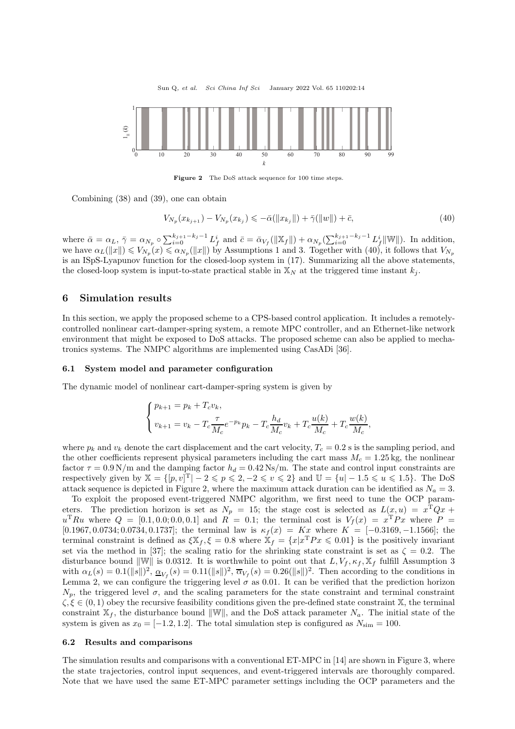**Figure 2** The DoS attack sequence for 100 time steps.

Combining (38) and (39), one can obtain

$$V_{N_p}(x_{k_{j+1}}) - V_{N_p}(x_{k_j}) \leqslant -\bar{\alpha}(\|x_{k_j}\|) + \bar{\gamma}(\|w\|) + \bar{c}, \tag{40}$$

where $\bar{\alpha} = \alpha_L$, $\bar{\gamma} = \alpha_{N_p} \circ \sum_{i=0}^{k_{j+1}-k_j-1} L_f^i$ and $\bar{c} = \bar{\alpha}_{V_f}(\|\mathbb{X}_f\|) + \alpha_{N_p}(\sum_{i=0}^{k_{j+1}-k_j-1} L_f^i \|\mathbb{W}\|)$. In addition, we have $\alpha_L(\|x\|) \leqslant V_{N_p}(x) \leqslant \alpha_{N_p}(\|x\|)$ by Assumptions 1 and 3. Together with (40), it follows that $V_{N_p}$ is an ISpS-Lyapunov function for the closed-loop system in (17). Summarizing all the above statements, the closed-loop system is input-to-state practical stable in $\mathbb{X}_N$ at the triggered time instant $k_j$.

## 6 Simulation results

In this section, we apply the proposed scheme to a CPS-based control application. It includes a remotely-controlled nonlinear cart-damper-spring system, a remote MPC controller, and an Ethernet-like network environment that might be exposed to DoS attacks. The proposed scheme can also be applied to mechatronics systems. The NMPC algorithms are implemented using CasADi [36].

### 6.1 System model and parameter configuration

The dynamic model of nonlinear cart-damper-spring system is given by

$$\begin{cases} p_{k+1} = p_k + T_c v_k, \\ v_{k+1} = v_k - T_c \dfrac{\tau}{M_c} e^{-p_k} p_k - T_c \dfrac{h_d}{M_c} v_k + T_c \dfrac{u(k)}{M_c} + T_c \dfrac{w(k)}{M_c}, \end{cases}$$

where $p_k$ and $v_k$ denote the cart displacement and the cart velocity, $T_c = 0.2$ s is the sampling period, and the other coefficients represent physical parameters including the cart mass $M_c = 1.25$ kg, the nonlinear factor $\tau = 0.9$ N/m and the damping factor $h_d = 0.42$ Ns/m. The state and control input constraints are respectively given by $\mathbb{X} = \{[p, v]^{\mathrm{T}} | -2 \leqslant p \leqslant 2, -2 \leqslant v \leqslant 2\}$ and $\mathbb{U} = \{u | -1.5 \leqslant u \leqslant 1.5\}$. The DoS attack sequence is depicted in Figure 2, where the maximum attack duration can be identified as $N_a = 3$.

To exploit the proposed event-triggered NMPC algorithm, we first need to tune the OCP parameters. The prediction horizon is set as $N_p = 15$; the stage cost is selected as $L(x, u) = x^{\mathrm{T}} Q x + u^{\mathrm{T}} R u$ where $Q = [0.1, 0.0; 0.0, 0.1]$ and $R = 0.1$; the terminal cost is $V_f(x) = x^{\mathrm{T}} P x$ where $P = [0.1967, 0.0734; 0.0734, 0.1737]$; the terminal law is $\kappa_f(x) = Kx$ where $K = [-0.3169, -1.1566]$; the terminal constraint is defined as $\xi \mathbb{X}_f, \xi = 0.8$ where $\mathbb{X}_f = \{x | x^{\mathrm{T}} P x \leqslant 0.01\}$ is the positively invariant set via the method in [37]; the scaling ratio for the shrinking state constraint is set as $\zeta = 0.2$. The disturbance bound $\|\mathbb{W}\|$ is 0.0312. It is worthwhile to point out that $L, V_f, \kappa_f, \mathbb{X}_f$ fulfill Assumption 3 with $\alpha_L(s) = 0.1(\|s\|)^2$, $\underline{\alpha}_{V_f}(s) = 0.11(\|s\|)^2$, $\overline{\alpha}_{V_f}(s) = 0.26(\|s\|)^2$. Then according to the conditions in Lemma 2, we can configure the triggering level $\sigma$ as 0.01. It can be verified that the prediction horizon $N_p$, the triggered level $\sigma$, and the scaling parameters for the state constraint and terminal constraint $\zeta, \xi \in (0, 1)$ obey the recursive feasibility conditions given the pre-defined state constraint $\mathbb{X}$, the terminal constraint $\mathbb{X}_f$, the disturbance bound $\|\mathbb{W}\|$, and the DoS attack parameter $N_a$. The initial state of the system is given as $x_0 = [-1.2, 1.2]$. The total simulation step is configured as $N_{\mathrm{sim}} = 100$.

### 6.2 Results and comparisons

The simulation results and comparisons with a conventional ET-MPC in [14] are shown in Figure 3, where the state trajectories, control input sequences, and event-triggered intervals are thoroughly compared. Note that we have used the same ET-MPC parameter settings including the OCP parameters and the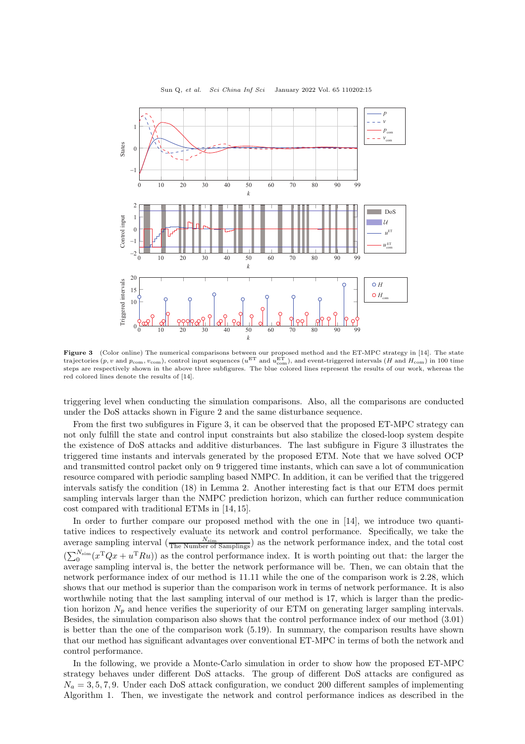**Figure 3** (Color online) The numerical comparisons between our proposed method and the ET-MPC strategy in [14]. The state trajectories ($p, v$ and $p_{\rm com}, v_{\rm com}$), control input sequences ($u^{\rm ET}$ and $u^{\rm ET}_{\rm com}$), and event-triggered intervals ($H$ and $H_{\rm com}$) in 100 time steps are respectively shown in the above three subfigures. The blue colored lines represent the results of our work, whereas the red colored lines denote the results of [14].

triggering level when conducting the simulation comparisons. Also, all the comparisons are conducted under the DoS attacks shown in Figure 2 and the same disturbance sequence.

From the first two subfigures in Figure 3, it can be observed that the proposed ET-MPC strategy can not only fulfill the state and control input constraints but also stabilize the closed-loop system despite the existence of DoS attacks and additive disturbances. The last subfigure in Figure 3 illustrates the triggered time instants and intervals generated by the proposed ETM. Note that we have solved OCP and transmitted control packet only on 9 triggered time instants, which can save a lot of communication resource compared with periodic sampling based NMPC. In addition, it can be verified that the triggered intervals satisfy the condition (18) in Lemma 2. Another interesting fact is that our ETM does permit sampling intervals larger than the NMPC prediction horizon, which can further reduce communication cost compared with traditional ETMs in [14, 15].

In order to further compare our proposed method with the one in [14], we introduce two quantitative indices to respectively evaluate its network and control performance. Specifically, we take the average sampling interval ($\frac{N_{\rm sim}}{\text{The Number of Samplings}}$) as the network performance index, and the total cost ($\sum_0^{N_{\rm sim}}(x^{\rm T}Qx + u^{\rm T}Ru)$) as the control performance index. It is worth pointing out that: the larger the average sampling interval is, the better the network performance will be. Then, we can obtain that the network performance index of our method is 11.11 while the one of the comparison work is 2.28, which shows that our method is superior than the comparison work in terms of network performance. It is also worthwhile noting that the last sampling interval of our method is 17, which is larger than the prediction horizon $N_p$ and hence verifies the superiority of our ETM on generating larger sampling intervals. Besides, the simulation comparison also shows that the control performance index of our method (3.01) is better than the one of the comparison work (5.19). In summary, the comparison results have shown that our method has significant advantages over conventional ET-MPC in terms of both the network and control performance.

In the following, we provide a Monte-Carlo simulation in order to show how the proposed ET-MPC strategy behaves under different DoS attacks. The group of different DoS attacks are configured as $N_a = 3, 5, 7, 9$. Under each DoS attack configuration, we conduct 200 different samples of implementing Algorithm 1. Then, we investigate the network and control performance indices as described in the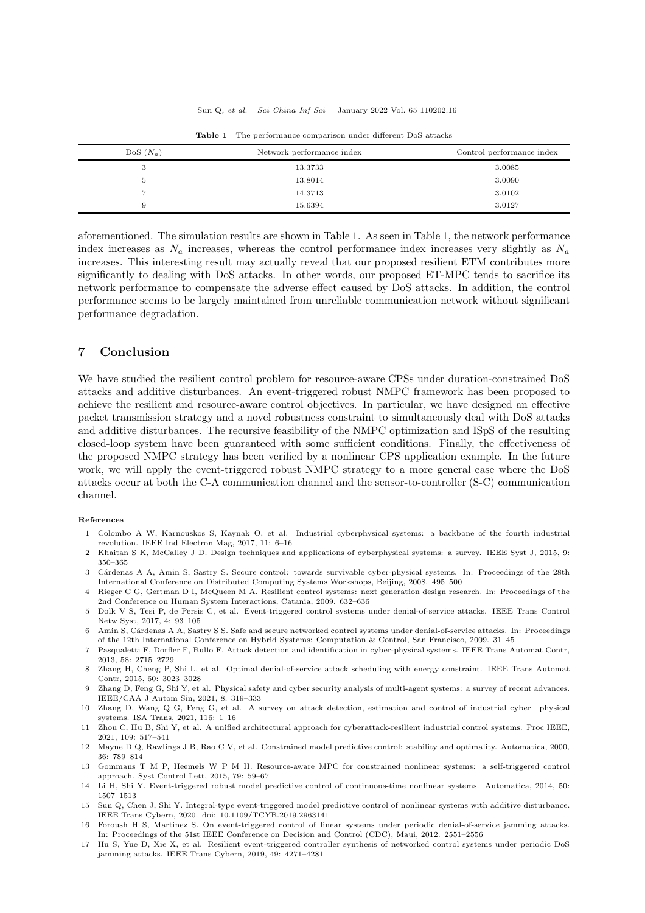**Table 1** The performance comparison under different DoS attacks

| DoS ($N_a$) | Network performance index | Control performance index |
|---|---|---|
| 3 | 13.3733 | 3.0085 |
| 5 | 13.8014 | 3.0090 |
| 7 | 14.3713 | 3.0102 |
| 9 | 15.6394 | 3.0127 |

aforementioned. The simulation results are shown in Table 1. As seen in Table 1, the network performance index increases as $N_a$ increases, whereas the control performance index increases very slightly as $N_a$ increases. This interesting result may actually reveal that our proposed resilient ETM contributes more significantly to dealing with DoS attacks. In other words, our proposed ET-MPC tends to sacrifice its network performance to compensate the adverse effect caused by DoS attacks. In addition, the control performance seems to be largely maintained from unreliable communication network without significant performance degradation.

## 7 Conclusion

We have studied the resilient control problem for resource-aware CPSs under duration-constrained DoS attacks and additive disturbances. An event-triggered robust NMPC framework has been proposed to achieve the resilient and resource-aware control objectives. In particular, we have designed an effective packet transmission strategy and a novel robustness constraint to simultaneously deal with DoS attacks and additive disturbances. The recursive feasibility of the NMPC optimization and ISpS of the resulting closed-loop system have been guaranteed with some sufficient conditions. Finally, the effectiveness of the proposed NMPC strategy has been verified by a nonlinear CPS application example. In the future work, we will apply the event-triggered robust NMPC strategy to a more general case where the DoS attacks occur at both the C-A communication channel and the sensor-to-controller (S-C) communication channel.

**References**

1. Colombo A W, Karnouskos S, Kaynak O, et al. Industrial cyberphysical systems: a backbone of the fourth industrial revolution. IEEE Ind Electron Mag, 2017, 11: 6–16
2. Khaitan S K, McCalley J D. Design techniques and applications of cyberphysical systems: a survey. IEEE Syst J, 2015, 9: 350–365
3. Cárdenas A A, Amin S, Sastry S. Secure control: towards survivable cyber-physical systems. In: Proceedings of the 28th International Conference on Distributed Computing Systems Workshops, Beijing, 2008. 495–500
4. Rieger C G, Gertman D I, McQueen M A. Resilient control systems: next generation design research. In: Proceedings of the 2nd Conference on Human System Interactions, Catania, 2009. 632–636
5. Dolk V S, Tesi P, de Persis C, et al. Event-triggered control systems under denial-of-service attacks. IEEE Trans Control Netw Syst, 2017, 4: 93–105
6. Amin S, Cárdenas A A, Sastry S S. Safe and secure networked control systems under denial-of-service attacks. In: Proceedings of the 12th International Conference on Hybrid Systems: Computation & Control, San Francisco, 2009. 31–45
7. Pasqualetti F, Dorfler F, Bullo F. Attack detection and identification in cyber-physical systems. IEEE Trans Automat Contr, 2013, 58: 2715–2729
8. Zhang H, Cheng P, Shi L, et al. Optimal denial-of-service attack scheduling with energy constraint. IEEE Trans Automat Contr, 2015, 60: 3023–3028
9. Zhang D, Feng G, Shi Y, et al. Physical safety and cyber security analysis of multi-agent systems: a survey of recent advances. IEEE/CAA J Autom Sin, 2021, 8: 319–333
10. Zhang D, Wang Q G, Feng G, et al. A survey on attack detection, estimation and control of industrial cyber—physical systems. ISA Trans, 2021, 116: 1–16
11. Zhou C, Hu B, Shi Y, et al. A unified architectural approach for cyberattack-resilient industrial control systems. Proc IEEE, 2021, 109: 517–541
12. Mayne D Q, Rawlings J B, Rao C V, et al. Constrained model predictive control: stability and optimality. Automatica, 2000, 36: 789–814
13. Gommans T M P, Heemels W P M H. Resource-aware MPC for constrained nonlinear systems: a self-triggered control approach. Syst Control Lett, 2015, 79: 59–67
14. Li H, Shi Y. Event-triggered robust model predictive control of continuous-time nonlinear systems. Automatica, 2014, 50: 1507–1513
15. Sun Q, Chen J, Shi Y. Integral-type event-triggered model predictive control of nonlinear systems with additive disturbance. IEEE Trans Cybern, 2020. doi: 10.1109/TCYB.2019.2963141
16. Foroush H S, Martinez S. On event-triggered control of linear systems under periodic denial-of-service jamming attacks. In: Proceedings of the 51st IEEE Conference on Decision and Control (CDC), Maui, 2012. 2551–2556
17. Hu S, Yue D, Xie X, et al. Resilient event-triggered controller synthesis of networked control systems under periodic DoS jamming attacks. IEEE Trans Cybern, 2019, 49: 4271–4281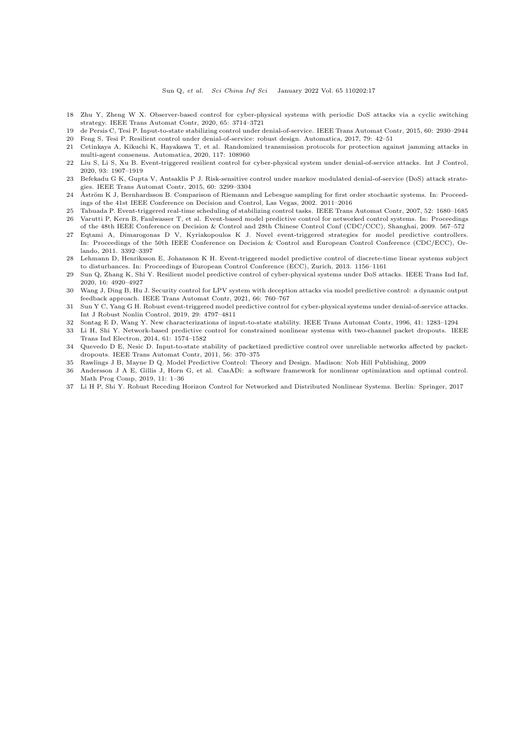18 Zhu Y, Zheng W X. Observer-based control for cyber-physical systems with periodic DoS attacks via a cyclic switching strategy. IEEE Trans Automat Contr, 2020, 65: 3714–3721

19 de Persis C, Tesi P. Input-to-state stabilizing control under denial-of-service. IEEE Trans Automat Contr, 2015, 60: 2930–2944

20 Feng S, Tesi P. Resilient control under denial-of-service: robust design. Automatica, 2017, 79: 42–51

21 Cetinkaya A, Kikuchi K, Hayakawa T, et al. Randomized transmission protocols for protection against jamming attacks in multi-agent consensus. Automatica, 2020, 117: 108960

22 Liu S, Li S, Xu B. Event-triggered resilient control for cyber-physical system under denial-of-service attacks. Int J Control, 2020, 93: 1907–1919

23 Befekadu G K, Gupta V, Antsaklis P J. Risk-sensitive control under markov modulated denial-of-service (DoS) attack strategies. IEEE Trans Automat Contr, 2015, 60: 3299–3304

24 Åström K J, Bernhardsson B. Comparison of Riemann and Lebesgue sampling for first order stochastic systems. In: Proceedings of the 41st IEEE Conference on Decision and Control, Las Vegas, 2002. 2011–2016

25 Tabuada P. Event-triggered real-time scheduling of stabilizing control tasks. IEEE Trans Automat Contr, 2007, 52: 1680–1685

26 Varutti P, Kern B, Faulwasser T, et al. Event-based model predictive control for networked control systems. In: Proceedings of the 48th IEEE Conference on Decision & Control and 28th Chinese Control Conf (CDC/CCC), Shanghai, 2009. 567–572

27 Eqtami A, Dimarogonas D V, Kyriakopoulos K J. Novel event-triggered strategies for model predictive controllers. In: Proceedings of the 50th IEEE Conference on Decision & Control and European Control Conference (CDC/ECC), Orlando, 2011. 3392–3397

28 Lehmann D, Henriksson E, Johansson K H. Event-triggered model predictive control of discrete-time linear systems subject to disturbances. In: Proceedings of European Control Conference (ECC), Zurich, 2013. 1156–1161

29 Sun Q, Zhang K, Shi Y. Resilient model predictive control of cyber-physical systems under DoS attacks. IEEE Trans Ind Inf, 2020, 16: 4920–4927

30 Wang J, Ding B, Hu J. Security control for LPV system with deception attacks via model predictive control: a dynamic output feedback approach. IEEE Trans Automat Contr, 2021, 66: 760–767

31 Sun Y C, Yang G H. Robust event-triggered model predictive control for cyber-physical systems under denial-of-service attacks. Int J Robust Nonlin Control, 2019, 29: 4797–4811

32 Sontag E D, Wang Y. New characterizations of input-to-state stability. IEEE Trans Automat Contr, 1996, 41: 1283–1294

33 Li H, Shi Y. Network-based predictive control for constrained nonlinear systems with two-channel packet dropouts. IEEE Trans Ind Electron, 2014, 61: 1574–1582

34 Quevedo D E, Nesic D. Input-to-state stability of packetized predictive control over unreliable networks affected by packet-dropouts. IEEE Trans Automat Contr, 2011, 56: 370–375

35 Rawlings J B, Mayne D Q. Model Predictive Control: Theory and Design. Madison: Nob Hill Publishing, 2009

36 Andersson J A E, Gillis J, Horn G, et al. CasADi: a software framework for nonlinear optimization and optimal control. Math Prog Comp, 2019, 11: 1–36

37 Li H P, Shi Y. Robust Receding Horizon Control for Networked and Distributed Nonlinear Systems. Berlin: Springer, 2017